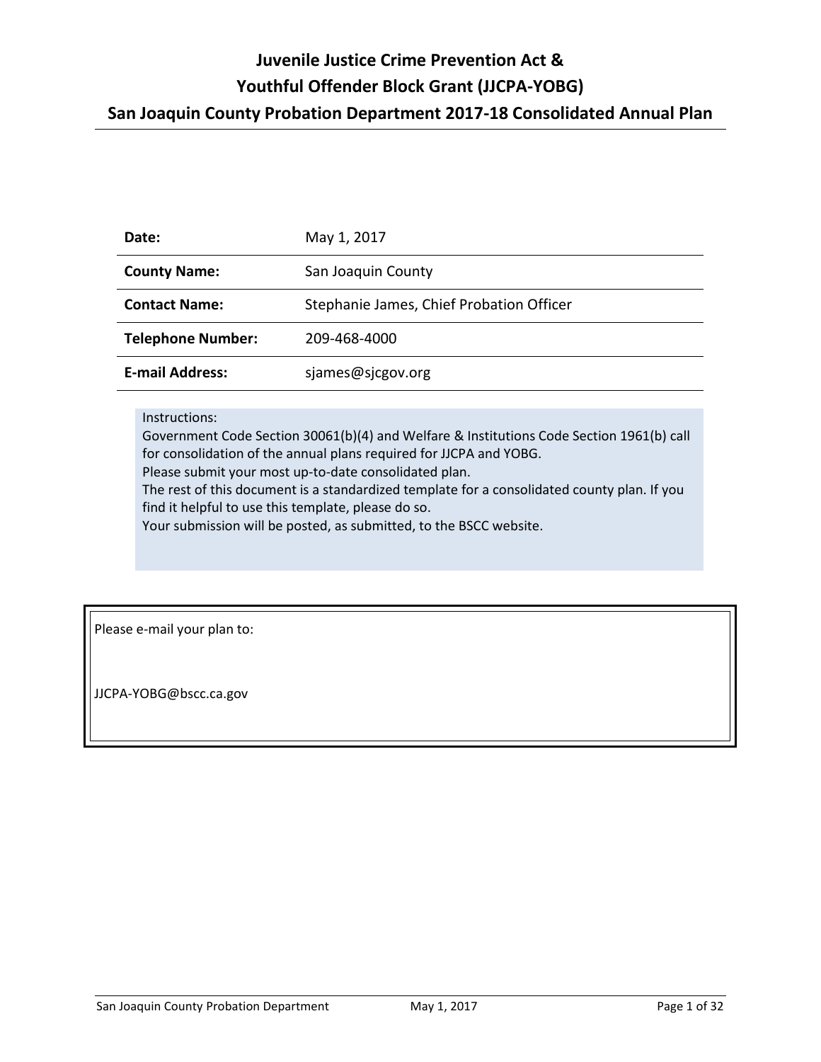# Juvenile Justice Crime Prevention Act & Youthful Offender Block Grant (JJCPA-YOBG)

## San Joaquin County Probation Department 2017-18 Consolidated Annual Plan

| | |
|---|---|
| **Date:** | May 1, 2017 |
| **County Name:** | San Joaquin County |
| **Contact Name:** | Stephanie James, Chief Probation Officer |
| **Telephone Number:** | 209-468-4000 |
| **E-mail Address:** | sjames@sjcgov.org |

Instructions:
Government Code Section 30061(b)(4) and Welfare & Institutions Code Section 1961(b) call for consolidation of the annual plans required for JJCPA and YOBG.
Please submit your most up-to-date consolidated plan.
The rest of this document is a standardized template for a consolidated county plan. If you find it helpful to use this template, please do so.
Your submission will be posted, as submitted, to the BSCC website.

Please e-mail your plan to:

JJCPA-YOBG@bscc.ca.gov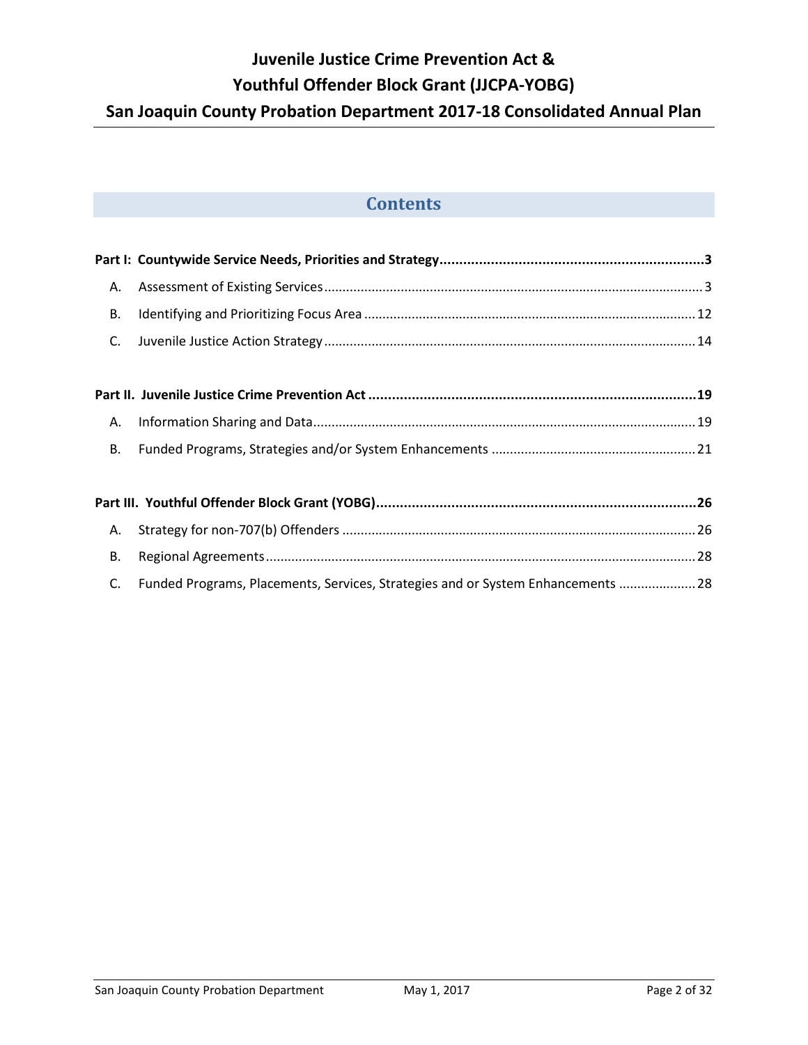## Contents

**Part I: Countywide Service Needs, Priorities and Strategy .......... 3**

A. Assessment of Existing Services .......... 3

B. Identifying and Prioritizing Focus Area .......... 12

C. Juvenile Justice Action Strategy .......... 14

**Part II. Juvenile Justice Crime Prevention Act .......... 19**

A. Information Sharing and Data .......... 19

B. Funded Programs, Strategies and/or System Enhancements .......... 21

**Part III. Youthful Offender Block Grant (YOBG) .......... 26**

A. Strategy for non-707(b) Offenders .......... 26

B. Regional Agreements .......... 28

C. Funded Programs, Placements, Services, Strategies and or System Enhancements .......... 28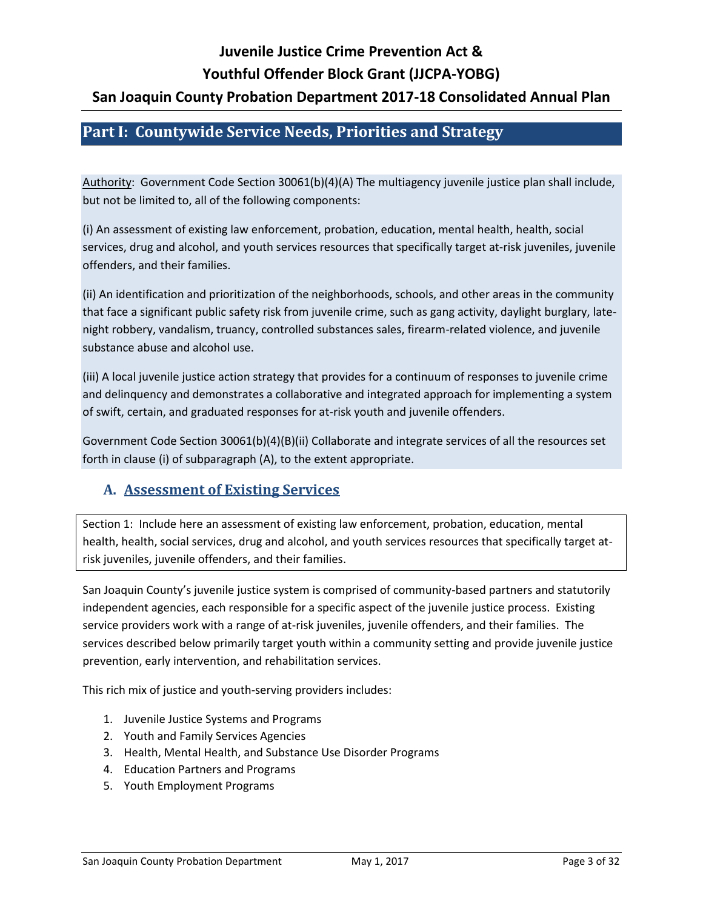# Juvenile Justice Crime Prevention Act & Youthful Offender Block Grant (JJCPA-YOBG)

## San Joaquin County Probation Department 2017-18 Consolidated Annual Plan

## Part I: Countywide Service Needs, Priorities and Strategy

Authority: Government Code Section 30061(b)(4)(A) The multiagency juvenile justice plan shall include, but not be limited to, all of the following components:

(i) An assessment of existing law enforcement, probation, education, mental health, health, social services, drug and alcohol, and youth services resources that specifically target at-risk juveniles, juvenile offenders, and their families.

(ii) An identification and prioritization of the neighborhoods, schools, and other areas in the community that face a significant public safety risk from juvenile crime, such as gang activity, daylight burglary, late-night robbery, vandalism, truancy, controlled substances sales, firearm-related violence, and juvenile substance abuse and alcohol use.

(iii) A local juvenile justice action strategy that provides for a continuum of responses to juvenile crime and delinquency and demonstrates a collaborative and integrated approach for implementing a system of swift, certain, and graduated responses for at-risk youth and juvenile offenders.

Government Code Section 30061(b)(4)(B)(ii) Collaborate and integrate services of all the resources set forth in clause (i) of subparagraph (A), to the extent appropriate.

### A. Assessment of Existing Services

Section 1: Include here an assessment of existing law enforcement, probation, education, mental health, health, social services, drug and alcohol, and youth services resources that specifically target at-risk juveniles, juvenile offenders, and their families.

San Joaquin County's juvenile justice system is comprised of community-based partners and statutorily independent agencies, each responsible for a specific aspect of the juvenile justice process. Existing service providers work with a range of at-risk juveniles, juvenile offenders, and their families. The services described below primarily target youth within a community setting and provide juvenile justice prevention, early intervention, and rehabilitation services.

This rich mix of justice and youth-serving providers includes:

1. Juvenile Justice Systems and Programs
2. Youth and Family Services Agencies
3. Health, Mental Health, and Substance Use Disorder Programs
4. Education Partners and Programs
5. Youth Employment Programs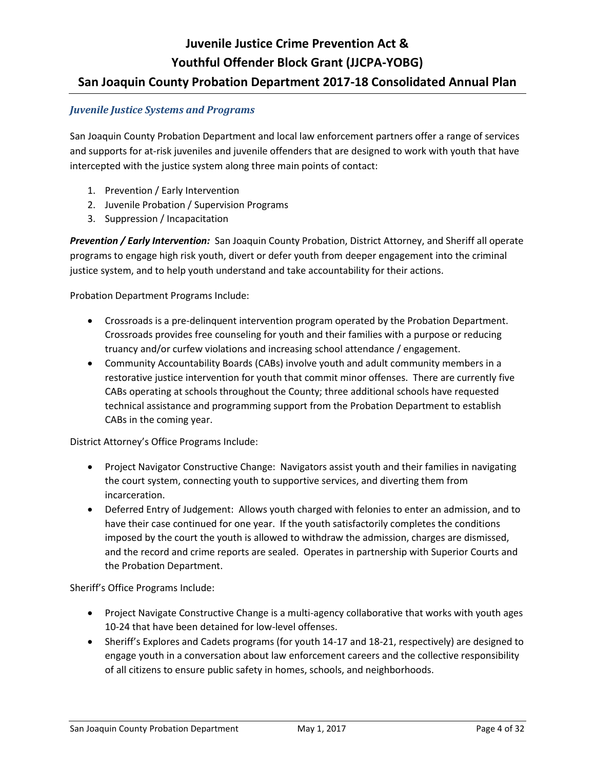## *Juvenile Justice Systems and Programs*

San Joaquin County Probation Department and local law enforcement partners offer a range of services and supports for at-risk juveniles and juvenile offenders that are designed to work with youth that have intercepted with the justice system along three main points of contact:

1. Prevention / Early Intervention
2. Juvenile Probation / Supervision Programs
3. Suppression / Incapacitation

***Prevention / Early Intervention:*** San Joaquin County Probation, District Attorney, and Sheriff all operate programs to engage high risk youth, divert or defer youth from deeper engagement into the criminal justice system, and to help youth understand and take accountability for their actions.

Probation Department Programs Include:

- Crossroads is a pre-delinquent intervention program operated by the Probation Department. Crossroads provides free counseling for youth and their families with a purpose or reducing truancy and/or curfew violations and increasing school attendance / engagement.
- Community Accountability Boards (CABs) involve youth and adult community members in a restorative justice intervention for youth that commit minor offenses. There are currently five CABs operating at schools throughout the County; three additional schools have requested technical assistance and programming support from the Probation Department to establish CABs in the coming year.

District Attorney's Office Programs Include:

- Project Navigator Constructive Change: Navigators assist youth and their families in navigating the court system, connecting youth to supportive services, and diverting them from incarceration.
- Deferred Entry of Judgement: Allows youth charged with felonies to enter an admission, and to have their case continued for one year. If the youth satisfactorily completes the conditions imposed by the court the youth is allowed to withdraw the admission, charges are dismissed, and the record and crime reports are sealed. Operates in partnership with Superior Courts and the Probation Department.

Sheriff's Office Programs Include:

- Project Navigate Constructive Change is a multi-agency collaborative that works with youth ages 10-24 that have been detained for low-level offenses.
- Sheriff's Explores and Cadets programs (for youth 14-17 and 18-21, respectively) are designed to engage youth in a conversation about law enforcement careers and the collective responsibility of all citizens to ensure public safety in homes, schools, and neighborhoods.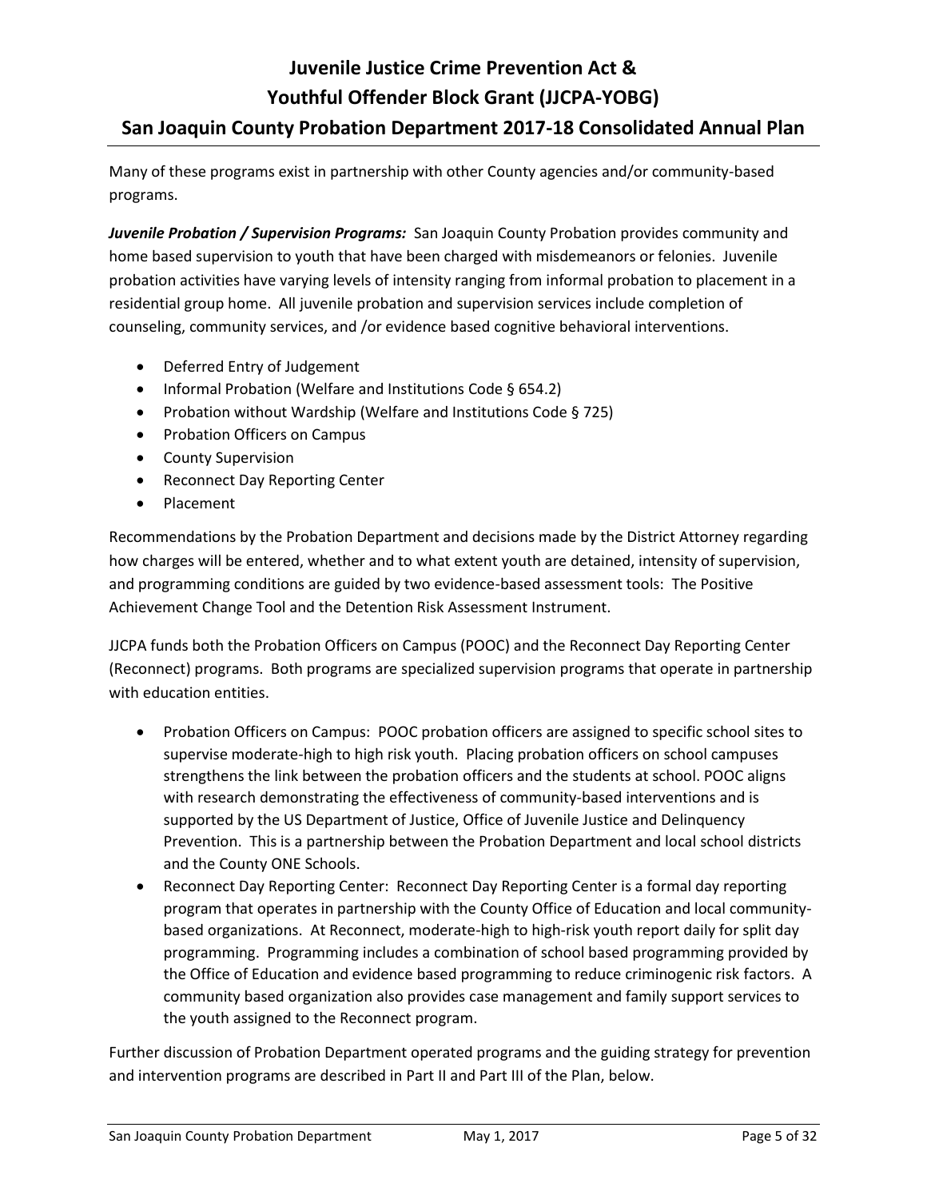Many of these programs exist in partnership with other County agencies and/or community-based programs.

***Juvenile Probation / Supervision Programs:*** San Joaquin County Probation provides community and home based supervision to youth that have been charged with misdemeanors or felonies. Juvenile probation activities have varying levels of intensity ranging from informal probation to placement in a residential group home. All juvenile probation and supervision services include completion of counseling, community services, and /or evidence based cognitive behavioral interventions.

- Deferred Entry of Judgement
- Informal Probation (Welfare and Institutions Code § 654.2)
- Probation without Wardship (Welfare and Institutions Code § 725)
- Probation Officers on Campus
- County Supervision
- Reconnect Day Reporting Center
- Placement

Recommendations by the Probation Department and decisions made by the District Attorney regarding how charges will be entered, whether and to what extent youth are detained, intensity of supervision, and programming conditions are guided by two evidence-based assessment tools: The Positive Achievement Change Tool and the Detention Risk Assessment Instrument.

JJCPA funds both the Probation Officers on Campus (POOC) and the Reconnect Day Reporting Center (Reconnect) programs. Both programs are specialized supervision programs that operate in partnership with education entities.

- Probation Officers on Campus: POOC probation officers are assigned to specific school sites to supervise moderate-high to high risk youth. Placing probation officers on school campuses strengthens the link between the probation officers and the students at school. POOC aligns with research demonstrating the effectiveness of community-based interventions and is supported by the US Department of Justice, Office of Juvenile Justice and Delinquency Prevention. This is a partnership between the Probation Department and local school districts and the County ONE Schools.
- Reconnect Day Reporting Center: Reconnect Day Reporting Center is a formal day reporting program that operates in partnership with the County Office of Education and local community-based organizations. At Reconnect, moderate-high to high-risk youth report daily for split day programming. Programming includes a combination of school based programming provided by the Office of Education and evidence based programming to reduce criminogenic risk factors. A community based organization also provides case management and family support services to the youth assigned to the Reconnect program.

Further discussion of Probation Department operated programs and the guiding strategy for prevention and intervention programs are described in Part II and Part III of the Plan, below.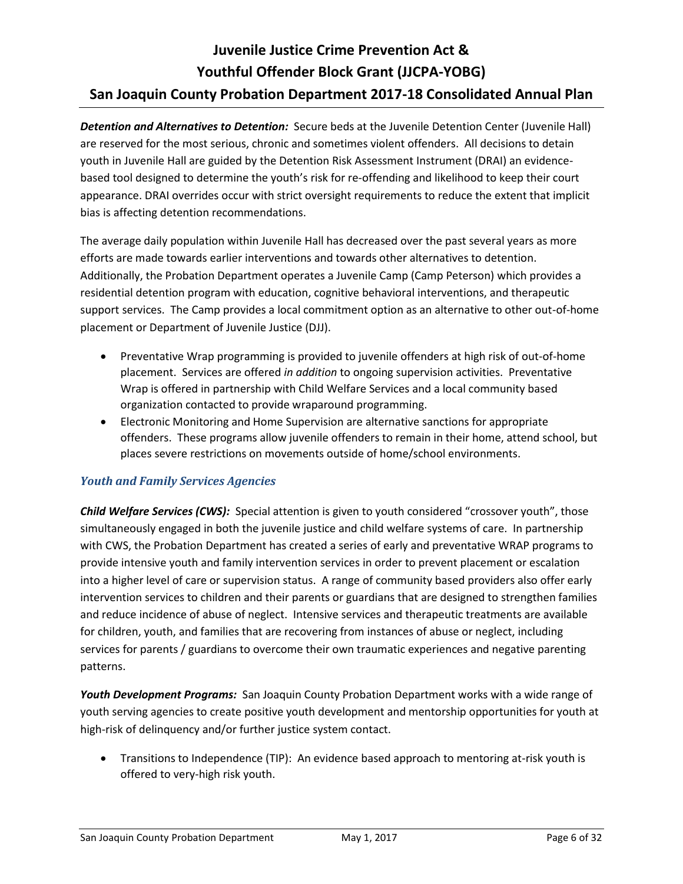***Detention and Alternatives to Detention:*** Secure beds at the Juvenile Detention Center (Juvenile Hall) are reserved for the most serious, chronic and sometimes violent offenders. All decisions to detain youth in Juvenile Hall are guided by the Detention Risk Assessment Instrument (DRAI) an evidence-based tool designed to determine the youth's risk for re-offending and likelihood to keep their court appearance. DRAI overrides occur with strict oversight requirements to reduce the extent that implicit bias is affecting detention recommendations.

The average daily population within Juvenile Hall has decreased over the past several years as more efforts are made towards earlier interventions and towards other alternatives to detention. Additionally, the Probation Department operates a Juvenile Camp (Camp Peterson) which provides a residential detention program with education, cognitive behavioral interventions, and therapeutic support services. The Camp provides a local commitment option as an alternative to other out-of-home placement or Department of Juvenile Justice (DJJ).

- Preventative Wrap programming is provided to juvenile offenders at high risk of out-of-home placement. Services are offered *in addition* to ongoing supervision activities. Preventative Wrap is offered in partnership with Child Welfare Services and a local community based organization contacted to provide wraparound programming.
- Electronic Monitoring and Home Supervision are alternative sanctions for appropriate offenders. These programs allow juvenile offenders to remain in their home, attend school, but places severe restrictions on movements outside of home/school environments.

### *Youth and Family Services Agencies*

***Child Welfare Services (CWS):*** Special attention is given to youth considered "crossover youth", those simultaneously engaged in both the juvenile justice and child welfare systems of care. In partnership with CWS, the Probation Department has created a series of early and preventative WRAP programs to provide intensive youth and family intervention services in order to prevent placement or escalation into a higher level of care or supervision status. A range of community based providers also offer early intervention services to children and their parents or guardians that are designed to strengthen families and reduce incidence of abuse of neglect. Intensive services and therapeutic treatments are available for children, youth, and families that are recovering from instances of abuse or neglect, including services for parents / guardians to overcome their own traumatic experiences and negative parenting patterns.

***Youth Development Programs:*** San Joaquin County Probation Department works with a wide range of youth serving agencies to create positive youth development and mentorship opportunities for youth at high-risk of delinquency and/or further justice system contact.

- Transitions to Independence (TIP): An evidence based approach to mentoring at-risk youth is offered to very-high risk youth.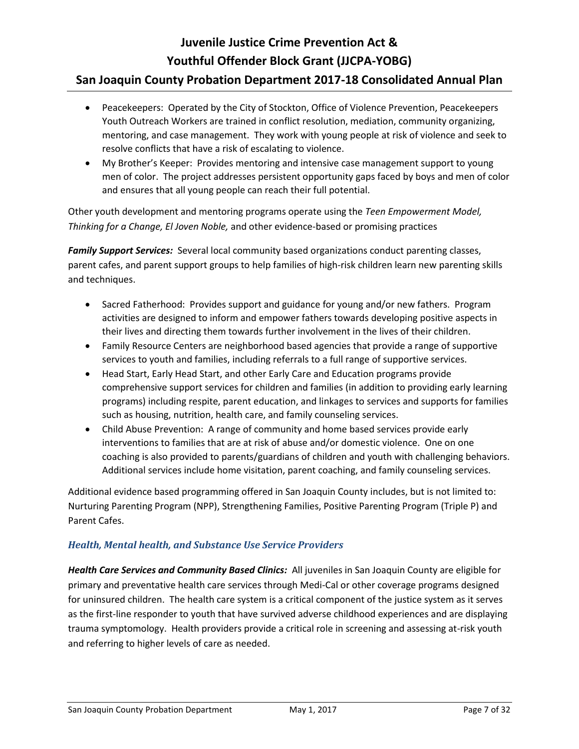- Peacekeepers: Operated by the City of Stockton, Office of Violence Prevention, Peacekeepers Youth Outreach Workers are trained in conflict resolution, mediation, community organizing, mentoring, and case management. They work with young people at risk of violence and seek to resolve conflicts that have a risk of escalating to violence.
- My Brother's Keeper: Provides mentoring and intensive case management support to young men of color. The project addresses persistent opportunity gaps faced by boys and men of color and ensures that all young people can reach their full potential.

Other youth development and mentoring programs operate using the *Teen Empowerment Model, Thinking for a Change, El Joven Noble,* and other evidence-based or promising practices

***Family Support Services:*** Several local community based organizations conduct parenting classes, parent cafes, and parent support groups to help families of high-risk children learn new parenting skills and techniques.

- Sacred Fatherhood: Provides support and guidance for young and/or new fathers. Program activities are designed to inform and empower fathers towards developing positive aspects in their lives and directing them towards further involvement in the lives of their children.
- Family Resource Centers are neighborhood based agencies that provide a range of supportive services to youth and families, including referrals to a full range of supportive services.
- Head Start, Early Head Start, and other Early Care and Education programs provide comprehensive support services for children and families (in addition to providing early learning programs) including respite, parent education, and linkages to services and supports for families such as housing, nutrition, health care, and family counseling services.
- Child Abuse Prevention: A range of community and home based services provide early interventions to families that are at risk of abuse and/or domestic violence. One on one coaching is also provided to parents/guardians of children and youth with challenging behaviors. Additional services include home visitation, parent coaching, and family counseling services.

Additional evidence based programming offered in San Joaquin County includes, but is not limited to: Nurturing Parenting Program (NPP), Strengthening Families, Positive Parenting Program (Triple P) and Parent Cafes.

### *Health, Mental health, and Substance Use Service Providers*

***Health Care Services and Community Based Clinics:*** All juveniles in San Joaquin County are eligible for primary and preventative health care services through Medi-Cal or other coverage programs designed for uninsured children. The health care system is a critical component of the justice system as it serves as the first-line responder to youth that have survived adverse childhood experiences and are displaying trauma symptomology. Health providers provide a critical role in screening and assessing at-risk youth and referring to higher levels of care as needed.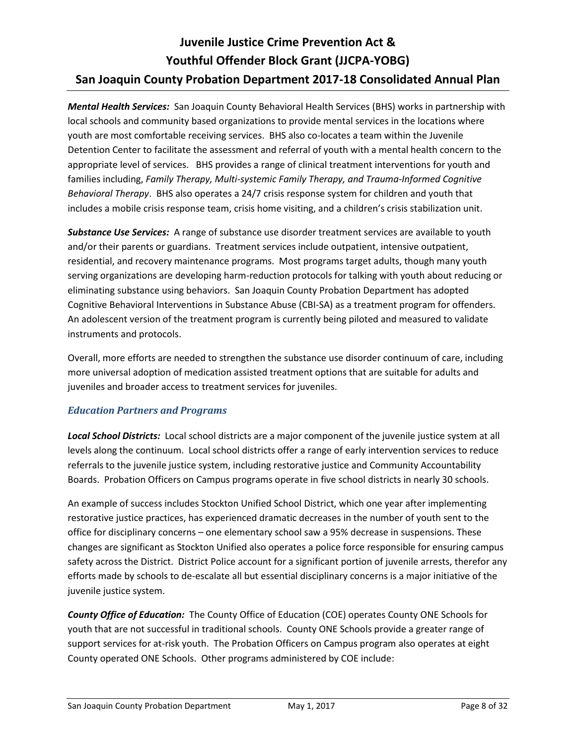***Mental Health Services:*** San Joaquin County Behavioral Health Services (BHS) works in partnership with local schools and community based organizations to provide mental services in the locations where youth are most comfortable receiving services. BHS also co-locates a team within the Juvenile Detention Center to facilitate the assessment and referral of youth with a mental health concern to the appropriate level of services. BHS provides a range of clinical treatment interventions for youth and families including, *Family Therapy, Multi-systemic Family Therapy, and Trauma-Informed Cognitive Behavioral Therapy*. BHS also operates a 24/7 crisis response system for children and youth that includes a mobile crisis response team, crisis home visiting, and a children's crisis stabilization unit.

***Substance Use Services:*** A range of substance use disorder treatment services are available to youth and/or their parents or guardians. Treatment services include outpatient, intensive outpatient, residential, and recovery maintenance programs. Most programs target adults, though many youth serving organizations are developing harm-reduction protocols for talking with youth about reducing or eliminating substance using behaviors. San Joaquin County Probation Department has adopted Cognitive Behavioral Interventions in Substance Abuse (CBI-SA) as a treatment program for offenders. An adolescent version of the treatment program is currently being piloted and measured to validate instruments and protocols.

Overall, more efforts are needed to strengthen the substance use disorder continuum of care, including more universal adoption of medication assisted treatment options that are suitable for adults and juveniles and broader access to treatment services for juveniles.

### *Education Partners and Programs*

***Local School Districts:*** Local school districts are a major component of the juvenile justice system at all levels along the continuum. Local school districts offer a range of early intervention services to reduce referrals to the juvenile justice system, including restorative justice and Community Accountability Boards. Probation Officers on Campus programs operate in five school districts in nearly 30 schools.

An example of success includes Stockton Unified School District, which one year after implementing restorative justice practices, has experienced dramatic decreases in the number of youth sent to the office for disciplinary concerns – one elementary school saw a 95% decrease in suspensions. These changes are significant as Stockton Unified also operates a police force responsible for ensuring campus safety across the District. District Police account for a significant portion of juvenile arrests, therefor any efforts made by schools to de-escalate all but essential disciplinary concerns is a major initiative of the juvenile justice system.

***County Office of Education:*** The County Office of Education (COE) operates County ONE Schools for youth that are not successful in traditional schools. County ONE Schools provide a greater range of support services for at-risk youth. The Probation Officers on Campus program also operates at eight County operated ONE Schools. Other programs administered by COE include: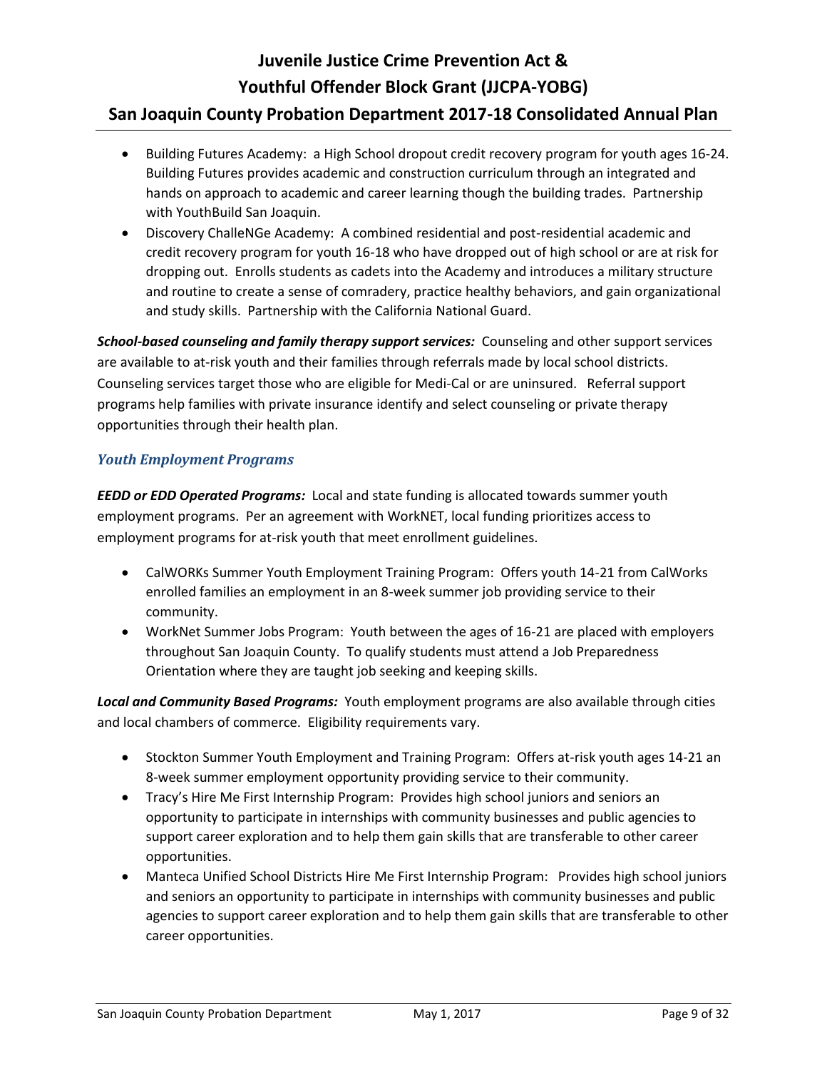- Building Futures Academy: a High School dropout credit recovery program for youth ages 16-24. Building Futures provides academic and construction curriculum through an integrated and hands on approach to academic and career learning though the building trades. Partnership with YouthBuild San Joaquin.
- Discovery ChalleNGe Academy: A combined residential and post-residential academic and credit recovery program for youth 16-18 who have dropped out of high school or are at risk for dropping out. Enrolls students as cadets into the Academy and introduces a military structure and routine to create a sense of comradery, practice healthy behaviors, and gain organizational and study skills. Partnership with the California National Guard.

***School-based counseling and family therapy support services:*** Counseling and other support services are available to at-risk youth and their families through referrals made by local school districts. Counseling services target those who are eligible for Medi-Cal or are uninsured. Referral support programs help families with private insurance identify and select counseling or private therapy opportunities through their health plan.

### *Youth Employment Programs*

***EEDD or EDD Operated Programs:*** Local and state funding is allocated towards summer youth employment programs. Per an agreement with WorkNET, local funding prioritizes access to employment programs for at-risk youth that meet enrollment guidelines.

- CalWORKs Summer Youth Employment Training Program: Offers youth 14-21 from CalWorks enrolled families an employment in an 8-week summer job providing service to their community.
- WorkNet Summer Jobs Program: Youth between the ages of 16-21 are placed with employers throughout San Joaquin County. To qualify students must attend a Job Preparedness Orientation where they are taught job seeking and keeping skills.

***Local and Community Based Programs:*** Youth employment programs are also available through cities and local chambers of commerce. Eligibility requirements vary.

- Stockton Summer Youth Employment and Training Program: Offers at-risk youth ages 14-21 an 8-week summer employment opportunity providing service to their community.
- Tracy's Hire Me First Internship Program: Provides high school juniors and seniors an opportunity to participate in internships with community businesses and public agencies to support career exploration and to help them gain skills that are transferable to other career opportunities.
- Manteca Unified School Districts Hire Me First Internship Program: Provides high school juniors and seniors an opportunity to participate in internships with community businesses and public agencies to support career exploration and to help them gain skills that are transferable to other career opportunities.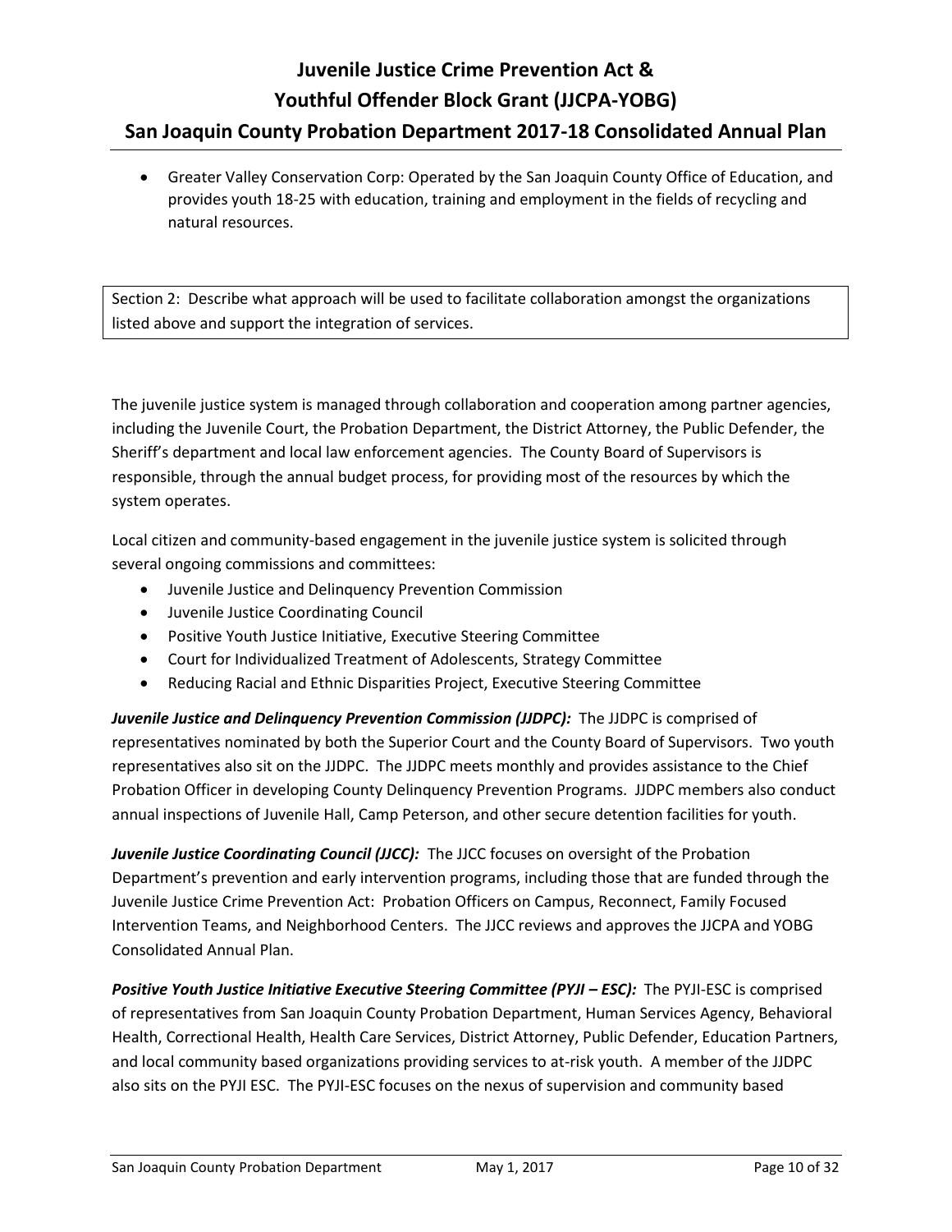- Greater Valley Conservation Corp: Operated by the San Joaquin County Office of Education, and provides youth 18-25 with education, training and employment in the fields of recycling and natural resources.

Section 2: Describe what approach will be used to facilitate collaboration amongst the organizations listed above and support the integration of services.

The juvenile justice system is managed through collaboration and cooperation among partner agencies, including the Juvenile Court, the Probation Department, the District Attorney, the Public Defender, the Sheriff's department and local law enforcement agencies. The County Board of Supervisors is responsible, through the annual budget process, for providing most of the resources by which the system operates.

Local citizen and community-based engagement in the juvenile justice system is solicited through several ongoing commissions and committees:

- Juvenile Justice and Delinquency Prevention Commission
- Juvenile Justice Coordinating Council
- Positive Youth Justice Initiative, Executive Steering Committee
- Court for Individualized Treatment of Adolescents, Strategy Committee
- Reducing Racial and Ethnic Disparities Project, Executive Steering Committee

***Juvenile Justice and Delinquency Prevention Commission (JJDPC):*** The JJDPC is comprised of representatives nominated by both the Superior Court and the County Board of Supervisors. Two youth representatives also sit on the JJDPC. The JJDPC meets monthly and provides assistance to the Chief Probation Officer in developing County Delinquency Prevention Programs. JJDPC members also conduct annual inspections of Juvenile Hall, Camp Peterson, and other secure detention facilities for youth.

***Juvenile Justice Coordinating Council (JJCC):*** The JJCC focuses on oversight of the Probation Department's prevention and early intervention programs, including those that are funded through the Juvenile Justice Crime Prevention Act: Probation Officers on Campus, Reconnect, Family Focused Intervention Teams, and Neighborhood Centers. The JJCC reviews and approves the JJCPA and YOBG Consolidated Annual Plan.

***Positive Youth Justice Initiative Executive Steering Committee (PYJI – ESC):*** The PYJI-ESC is comprised of representatives from San Joaquin County Probation Department, Human Services Agency, Behavioral Health, Correctional Health, Health Care Services, District Attorney, Public Defender, Education Partners, and local community based organizations providing services to at-risk youth. A member of the JJDPC also sits on the PYJI ESC. The PYJI-ESC focuses on the nexus of supervision and community based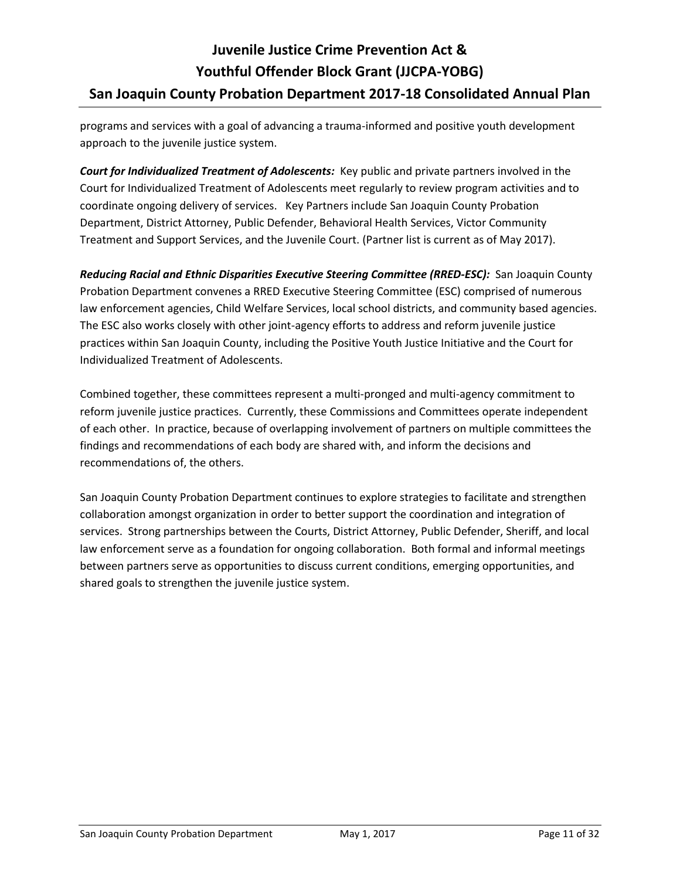programs and services with a goal of advancing a trauma-informed and positive youth development approach to the juvenile justice system.

***Court for Individualized Treatment of Adolescents:*** Key public and private partners involved in the Court for Individualized Treatment of Adolescents meet regularly to review program activities and to coordinate ongoing delivery of services. Key Partners include San Joaquin County Probation Department, District Attorney, Public Defender, Behavioral Health Services, Victor Community Treatment and Support Services, and the Juvenile Court. (Partner list is current as of May 2017).

***Reducing Racial and Ethnic Disparities Executive Steering Committee (RRED-ESC):*** San Joaquin County Probation Department convenes a RRED Executive Steering Committee (ESC) comprised of numerous law enforcement agencies, Child Welfare Services, local school districts, and community based agencies. The ESC also works closely with other joint-agency efforts to address and reform juvenile justice practices within San Joaquin County, including the Positive Youth Justice Initiative and the Court for Individualized Treatment of Adolescents.

Combined together, these committees represent a multi-pronged and multi-agency commitment to reform juvenile justice practices. Currently, these Commissions and Committees operate independent of each other. In practice, because of overlapping involvement of partners on multiple committees the findings and recommendations of each body are shared with, and inform the decisions and recommendations of, the others.

San Joaquin County Probation Department continues to explore strategies to facilitate and strengthen collaboration amongst organization in order to better support the coordination and integration of services. Strong partnerships between the Courts, District Attorney, Public Defender, Sheriff, and local law enforcement serve as a foundation for ongoing collaboration. Both formal and informal meetings between partners serve as opportunities to discuss current conditions, emerging opportunities, and shared goals to strengthen the juvenile justice system.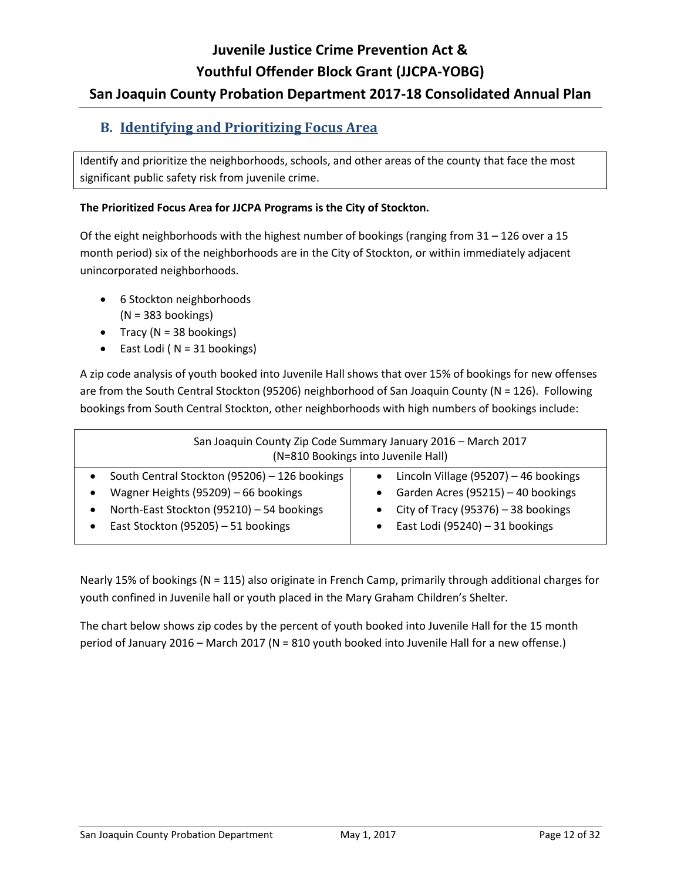## B. Identifying and Prioritizing Focus Area

Identify and prioritize the neighborhoods, schools, and other areas of the county that face the most significant public safety risk from juvenile crime.

**The Prioritized Focus Area for JJCPA Programs is the City of Stockton.**

Of the eight neighborhoods with the highest number of bookings (ranging from 31 – 126 over a 15 month period) six of the neighborhoods are in the City of Stockton, or within immediately adjacent unincorporated neighborhoods.

- 6 Stockton neighborhoods (N = 383 bookings)
- Tracy (N = 38 bookings)
- East Lodi ( N = 31 bookings)

A zip code analysis of youth booked into Juvenile Hall shows that over 15% of bookings for new offenses are from the South Central Stockton (95206) neighborhood of San Joaquin County (N = 126). Following bookings from South Central Stockton, other neighborhoods with high numbers of bookings include:

| San Joaquin County Zip Code Summary January 2016 – March 2017 (N=810 Bookings into Juvenile Hall) | |
|---|---|
| • South Central Stockton (95206) – 126 bookings | • Lincoln Village (95207) – 46 bookings |
| • Wagner Heights (95209) – 66 bookings | • Garden Acres (95215) – 40 bookings |
| • North-East Stockton (95210) – 54 bookings | • City of Tracy (95376) – 38 bookings |
| • East Stockton (95205) – 51 bookings | • East Lodi (95240) – 31 bookings |

Nearly 15% of bookings (N = 115) also originate in French Camp, primarily through additional charges for youth confined in Juvenile hall or youth placed in the Mary Graham Children's Shelter.

The chart below shows zip codes by the percent of youth booked into Juvenile Hall for the 15 month period of January 2016 – March 2017 (N = 810 youth booked into Juvenile Hall for a new offense.)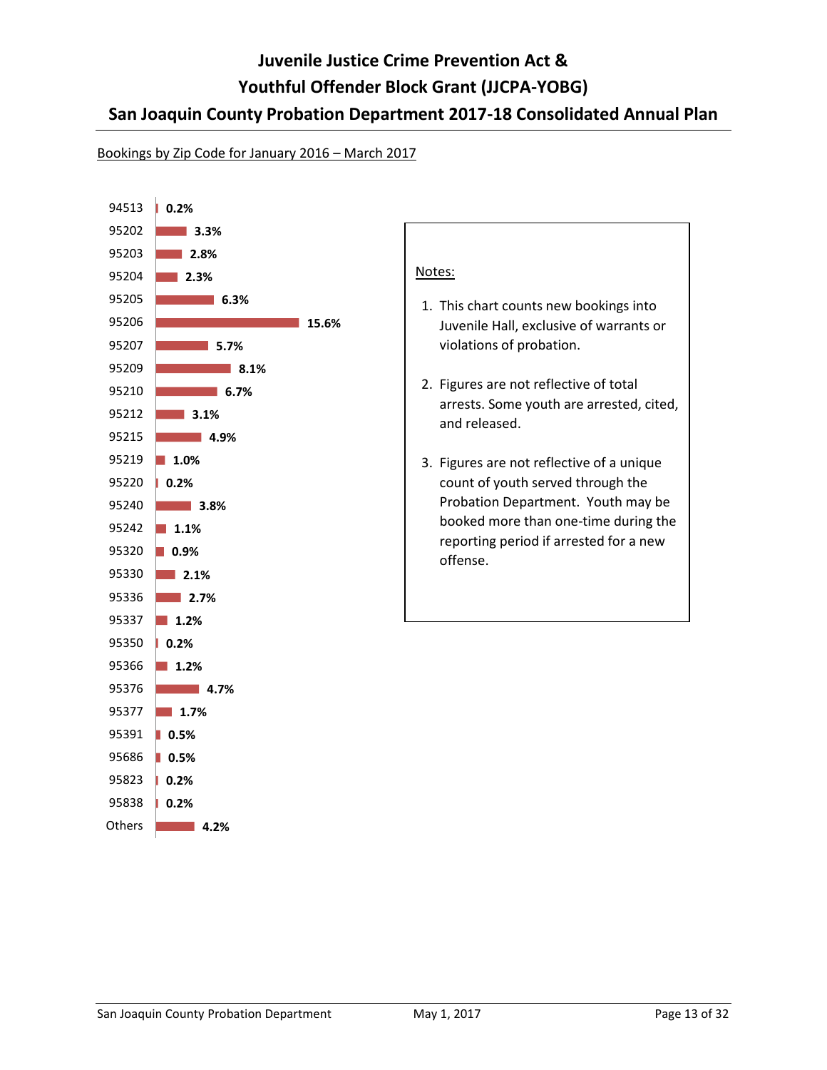# Juvenile Justice Crime Prevention Act & Youthful Offender Block Grant (JJCPA-YOBG)

## San Joaquin County Probation Department 2017-18 Consolidated Annual Plan

Bookings by Zip Code for January 2016 – March 2017

| Zip Code | Percent |
|---|---|
| 94513 | 0.2% |
| 95202 | 3.3% |
| 95203 | 2.8% |
| 95204 | 2.3% |
| 95205 | 6.3% |
| 95206 | 15.6% |
| 95207 | 5.7% |
| 95209 | 8.1% |
| 95210 | 6.7% |
| 95212 | 3.1% |
| 95215 | 4.9% |
| 95219 | 1.0% |
| 95220 | 0.2% |
| 95240 | 3.8% |
| 95242 | 1.1% |
| 95320 | 0.9% |
| 95330 | 2.1% |
| 95336 | 2.7% |
| 95337 | 1.2% |
| 95350 | 0.2% |
| 95366 | 1.2% |
| 95376 | 4.7% |
| 95377 | 1.7% |
| 95391 | 0.5% |
| 95686 | 0.5% |
| 95823 | 0.2% |
| 95838 | 0.2% |
| Others | 4.2% |

Notes:

1. This chart counts new bookings into Juvenile Hall, exclusive of warrants or violations of probation.
2. Figures are not reflective of total arrests. Some youth are arrested, cited, and released.
3. Figures are not reflective of a unique count of youth served through the Probation Department. Youth may be booked more than one-time during the reporting period if arrested for a new offense.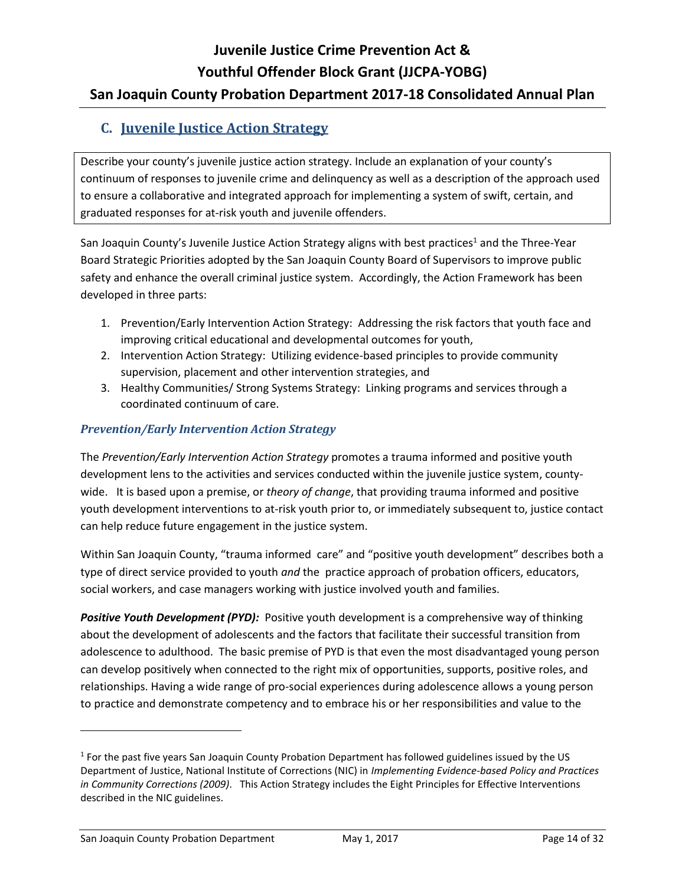## C. Juvenile Justice Action Strategy

Describe your county's juvenile justice action strategy. Include an explanation of your county's continuum of responses to juvenile crime and delinquency as well as a description of the approach used to ensure a collaborative and integrated approach for implementing a system of swift, certain, and graduated responses for at-risk youth and juvenile offenders.

San Joaquin County's Juvenile Justice Action Strategy aligns with best practices[1] and the Three-Year Board Strategic Priorities adopted by the San Joaquin County Board of Supervisors to improve public safety and enhance the overall criminal justice system. Accordingly, the Action Framework has been developed in three parts:

1. Prevention/Early Intervention Action Strategy: Addressing the risk factors that youth face and improving critical educational and developmental outcomes for youth,
2. Intervention Action Strategy: Utilizing evidence-based principles to provide community supervision, placement and other intervention strategies, and
3. Healthy Communities/ Strong Systems Strategy: Linking programs and services through a coordinated continuum of care.

### *Prevention/Early Intervention Action Strategy*

The *Prevention/Early Intervention Action Strategy* promotes a trauma informed and positive youth development lens to the activities and services conducted within the juvenile justice system, county-wide. It is based upon a premise, or *theory of change*, that providing trauma informed and positive youth development interventions to at-risk youth prior to, or immediately subsequent to, justice contact can help reduce future engagement in the justice system.

Within San Joaquin County, "trauma informed care" and "positive youth development" describes both a type of direct service provided to youth *and* the practice approach of probation officers, educators, social workers, and case managers working with justice involved youth and families.

***Positive Youth Development (PYD):*** Positive youth development is a comprehensive way of thinking about the development of adolescents and the factors that facilitate their successful transition from adolescence to adulthood. The basic premise of PYD is that even the most disadvantaged young person can develop positively when connected to the right mix of opportunities, supports, positive roles, and relationships. Having a wide range of pro-social experiences during adolescence allows a young person to practice and demonstrate competency and to embrace his or her responsibilities and value to the

[1] For the past five years San Joaquin County Probation Department has followed guidelines issued by the US Department of Justice, National Institute of Corrections (NIC) in *Implementing Evidence-based Policy and Practices in Community Corrections (2009)*. This Action Strategy includes the Eight Principles for Effective Interventions described in the NIC guidelines.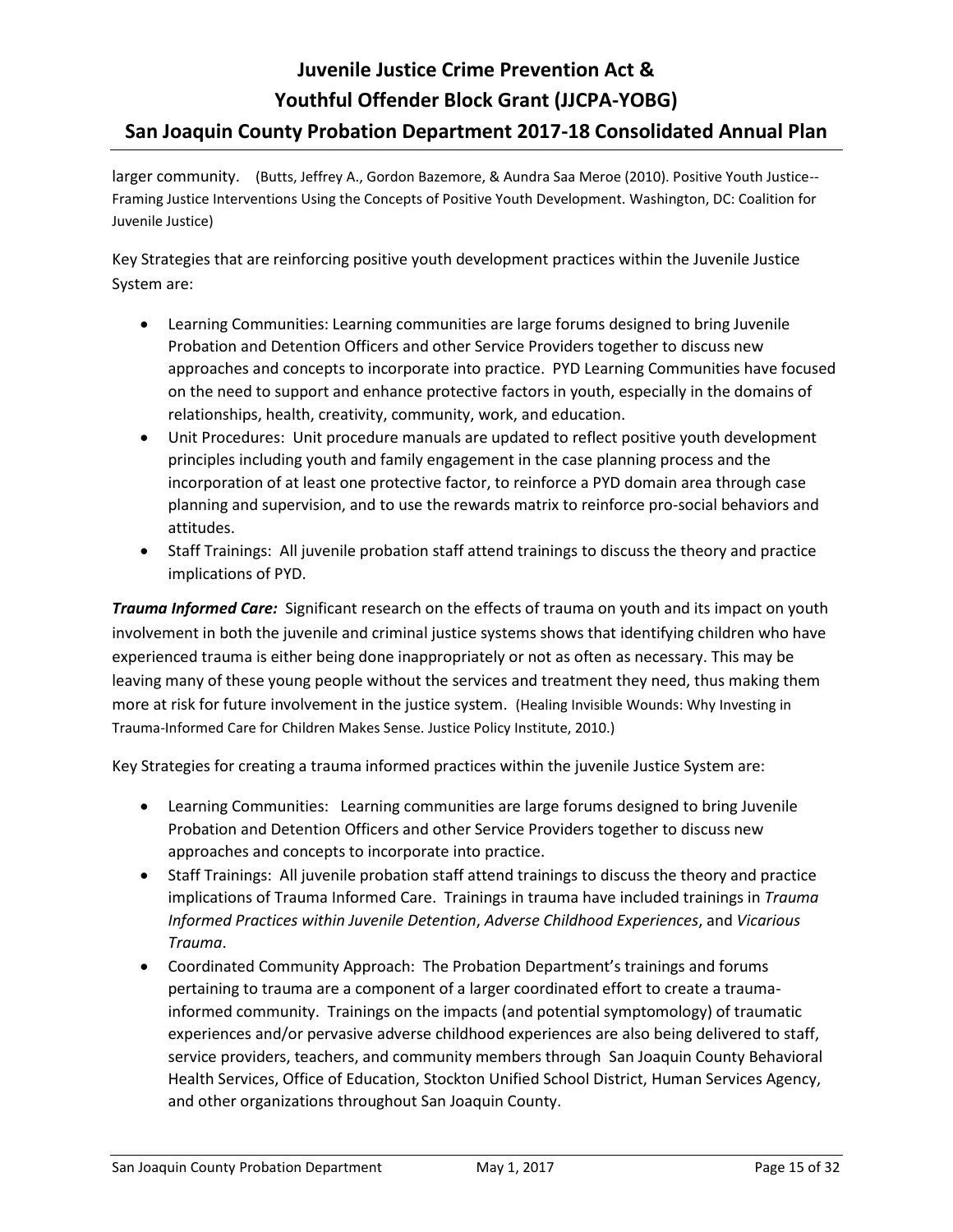larger community. (Butts, Jeffrey A., Gordon Bazemore, & Aundra Saa Meroe (2010). Positive Youth Justice--Framing Justice Interventions Using the Concepts of Positive Youth Development. Washington, DC: Coalition for Juvenile Justice)

Key Strategies that are reinforcing positive youth development practices within the Juvenile Justice System are:

- Learning Communities: Learning communities are large forums designed to bring Juvenile Probation and Detention Officers and other Service Providers together to discuss new approaches and concepts to incorporate into practice. PYD Learning Communities have focused on the need to support and enhance protective factors in youth, especially in the domains of relationships, health, creativity, community, work, and education.
- Unit Procedures: Unit procedure manuals are updated to reflect positive youth development principles including youth and family engagement in the case planning process and the incorporation of at least one protective factor, to reinforce a PYD domain area through case planning and supervision, and to use the rewards matrix to reinforce pro-social behaviors and attitudes.
- Staff Trainings: All juvenile probation staff attend trainings to discuss the theory and practice implications of PYD.

***Trauma Informed Care:*** Significant research on the effects of trauma on youth and its impact on youth involvement in both the juvenile and criminal justice systems shows that identifying children who have experienced trauma is either being done inappropriately or not as often as necessary. This may be leaving many of these young people without the services and treatment they need, thus making them more at risk for future involvement in the justice system. (Healing Invisible Wounds: Why Investing in Trauma-Informed Care for Children Makes Sense. Justice Policy Institute, 2010.)

Key Strategies for creating a trauma informed practices within the juvenile Justice System are:

- Learning Communities: Learning communities are large forums designed to bring Juvenile Probation and Detention Officers and other Service Providers together to discuss new approaches and concepts to incorporate into practice.
- Staff Trainings: All juvenile probation staff attend trainings to discuss the theory and practice implications of Trauma Informed Care. Trainings in trauma have included trainings in *Trauma Informed Practices within Juvenile Detention*, *Adverse Childhood Experiences*, and *Vicarious Trauma*.
- Coordinated Community Approach: The Probation Department's trainings and forums pertaining to trauma are a component of a larger coordinated effort to create a trauma-informed community. Trainings on the impacts (and potential symptomology) of traumatic experiences and/or pervasive adverse childhood experiences are also being delivered to staff, service providers, teachers, and community members through San Joaquin County Behavioral Health Services, Office of Education, Stockton Unified School District, Human Services Agency, and other organizations throughout San Joaquin County.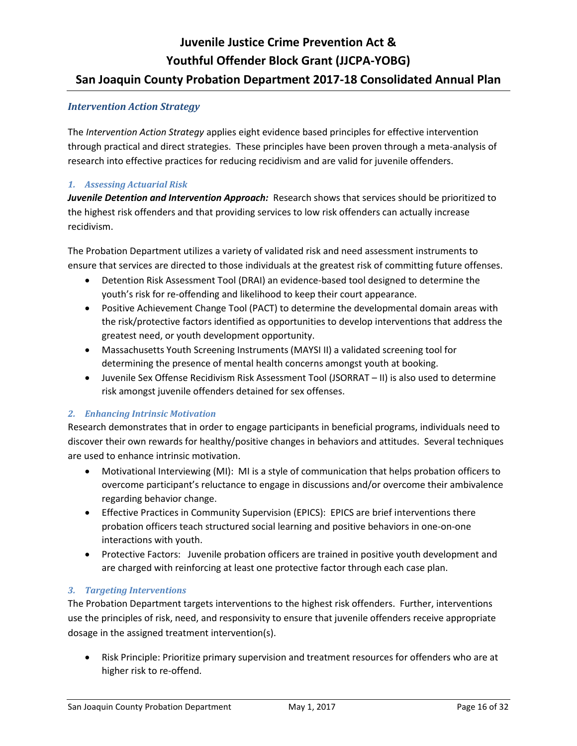## *Intervention Action Strategy*

The *Intervention Action Strategy* applies eight evidence based principles for effective intervention through practical and direct strategies. These principles have been proven through a meta-analysis of research into effective practices for reducing recidivism and are valid for juvenile offenders.

### *1. Assessing Actuarial Risk*

***Juvenile Detention and Intervention Approach:*** Research shows that services should be prioritized to the highest risk offenders and that providing services to low risk offenders can actually increase recidivism.

The Probation Department utilizes a variety of validated risk and need assessment instruments to ensure that services are directed to those individuals at the greatest risk of committing future offenses.

- Detention Risk Assessment Tool (DRAI) an evidence-based tool designed to determine the youth's risk for re-offending and likelihood to keep their court appearance.
- Positive Achievement Change Tool (PACT) to determine the developmental domain areas with the risk/protective factors identified as opportunities to develop interventions that address the greatest need, or youth development opportunity.
- Massachusetts Youth Screening Instruments (MAYSI II) a validated screening tool for determining the presence of mental health concerns amongst youth at booking.
- Juvenile Sex Offense Recidivism Risk Assessment Tool (JSORRAT – II) is also used to determine risk amongst juvenile offenders detained for sex offenses.

### *2. Enhancing Intrinsic Motivation*

Research demonstrates that in order to engage participants in beneficial programs, individuals need to discover their own rewards for healthy/positive changes in behaviors and attitudes. Several techniques are used to enhance intrinsic motivation.

- Motivational Interviewing (MI): MI is a style of communication that helps probation officers to overcome participant's reluctance to engage in discussions and/or overcome their ambivalence regarding behavior change.
- Effective Practices in Community Supervision (EPICS): EPICS are brief interventions there probation officers teach structured social learning and positive behaviors in one-on-one interactions with youth.
- Protective Factors: Juvenile probation officers are trained in positive youth development and are charged with reinforcing at least one protective factor through each case plan.

### *3. Targeting Interventions*

The Probation Department targets interventions to the highest risk offenders. Further, interventions use the principles of risk, need, and responsivity to ensure that juvenile offenders receive appropriate dosage in the assigned treatment intervention(s).

- Risk Principle: Prioritize primary supervision and treatment resources for offenders who are at higher risk to re-offend.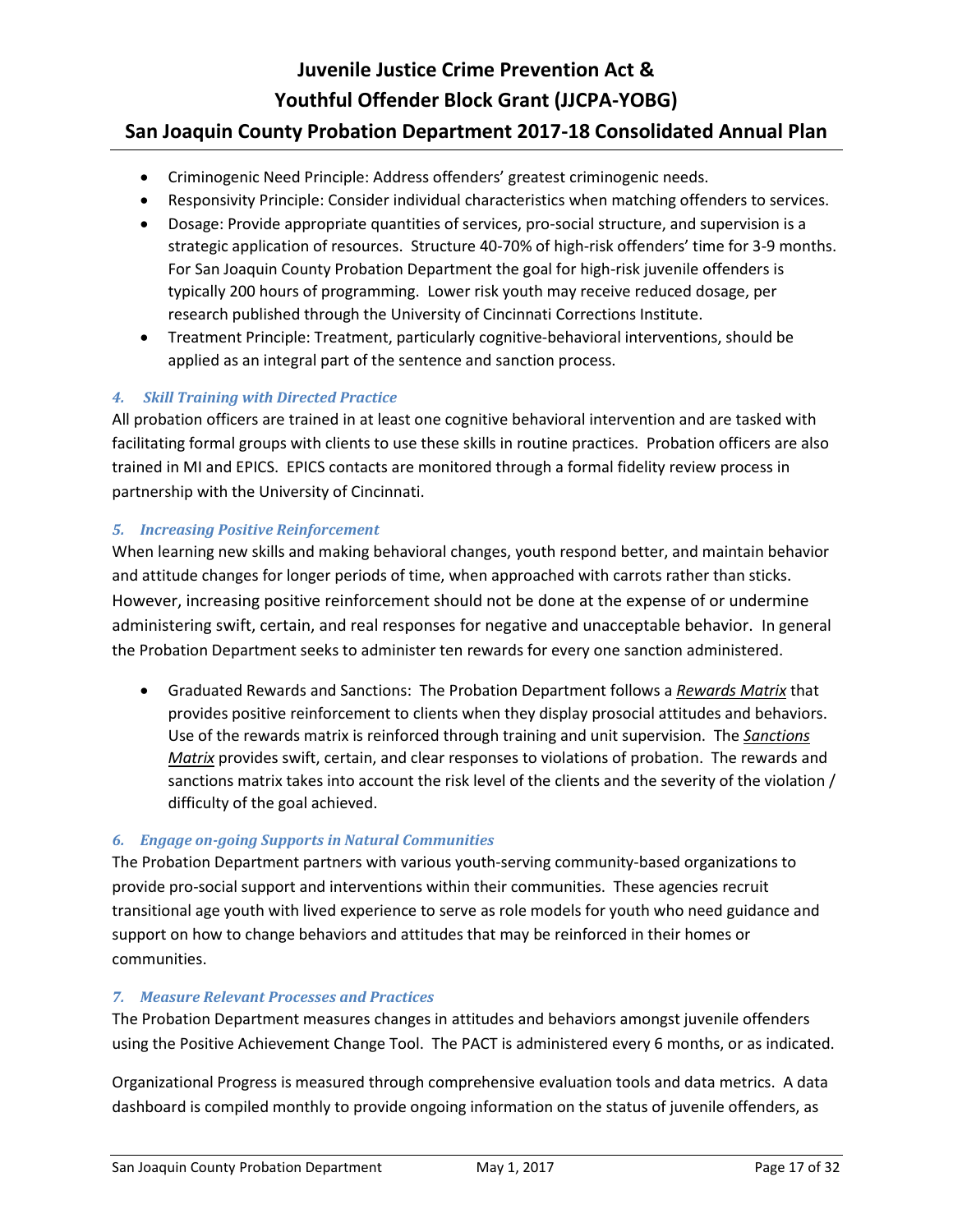- Criminogenic Need Principle: Address offenders' greatest criminogenic needs.
- Responsivity Principle: Consider individual characteristics when matching offenders to services.
- Dosage: Provide appropriate quantities of services, pro-social structure, and supervision is a strategic application of resources. Structure 40-70% of high-risk offenders' time for 3-9 months. For San Joaquin County Probation Department the goal for high-risk juvenile offenders is typically 200 hours of programming. Lower risk youth may receive reduced dosage, per research published through the University of Cincinnati Corrections Institute.
- Treatment Principle: Treatment, particularly cognitive-behavioral interventions, should be applied as an integral part of the sentence and sanction process.

#### *4. Skill Training with Directed Practice*

All probation officers are trained in at least one cognitive behavioral intervention and are tasked with facilitating formal groups with clients to use these skills in routine practices. Probation officers are also trained in MI and EPICS. EPICS contacts are monitored through a formal fidelity review process in partnership with the University of Cincinnati.

#### *5. Increasing Positive Reinforcement*

When learning new skills and making behavioral changes, youth respond better, and maintain behavior and attitude changes for longer periods of time, when approached with carrots rather than sticks. However, increasing positive reinforcement should not be done at the expense of or undermine administering swift, certain, and real responses for negative and unacceptable behavior. In general the Probation Department seeks to administer ten rewards for every one sanction administered.

- Graduated Rewards and Sanctions: The Probation Department follows a ***Rewards Matrix*** that provides positive reinforcement to clients when they display prosocial attitudes and behaviors. Use of the rewards matrix is reinforced through training and unit supervision. The *Sanctions Matrix* provides swift, certain, and clear responses to violations of probation. The rewards and sanctions matrix takes into account the risk level of the clients and the severity of the violation / difficulty of the goal achieved.

#### *6. Engage on-going Supports in Natural Communities*

The Probation Department partners with various youth-serving community-based organizations to provide pro-social support and interventions within their communities. These agencies recruit transitional age youth with lived experience to serve as role models for youth who need guidance and support on how to change behaviors and attitudes that may be reinforced in their homes or communities.

#### *7. Measure Relevant Processes and Practices*

The Probation Department measures changes in attitudes and behaviors amongst juvenile offenders using the Positive Achievement Change Tool. The PACT is administered every 6 months, or as indicated.

Organizational Progress is measured through comprehensive evaluation tools and data metrics. A data dashboard is compiled monthly to provide ongoing information on the status of juvenile offenders, as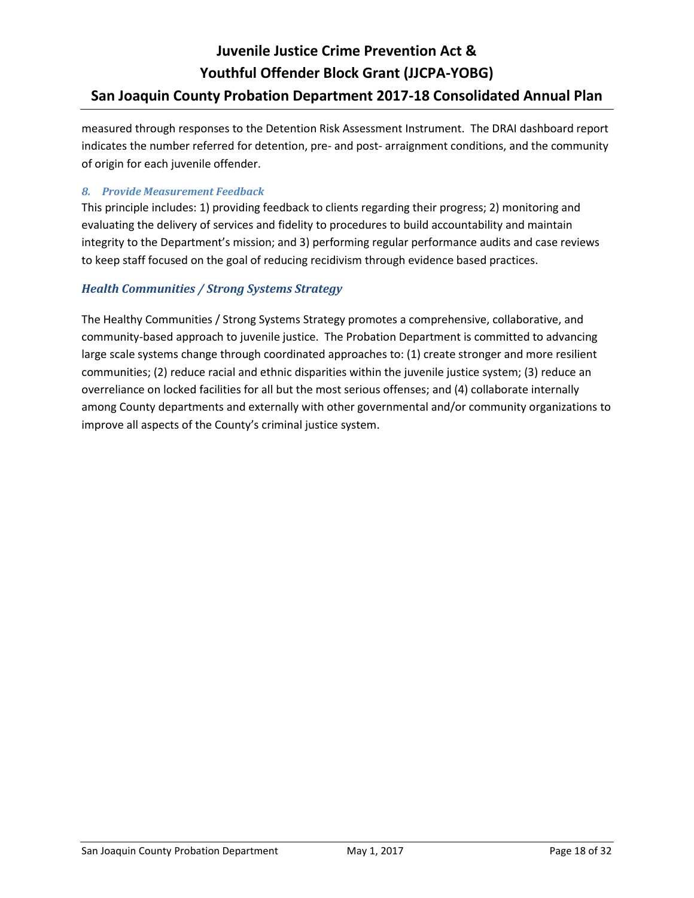measured through responses to the Detention Risk Assessment Instrument. The DRAI dashboard report indicates the number referred for detention, pre- and post- arraignment conditions, and the community of origin for each juvenile offender.

#### *8. Provide Measurement Feedback*

This principle includes: 1) providing feedback to clients regarding their progress; 2) monitoring and evaluating the delivery of services and fidelity to procedures to build accountability and maintain integrity to the Department's mission; and 3) performing regular performance audits and case reviews to keep staff focused on the goal of reducing recidivism through evidence based practices.

### *Health Communities / Strong Systems Strategy*

The Healthy Communities / Strong Systems Strategy promotes a comprehensive, collaborative, and community-based approach to juvenile justice. The Probation Department is committed to advancing large scale systems change through coordinated approaches to: (1) create stronger and more resilient communities; (2) reduce racial and ethnic disparities within the juvenile justice system; (3) reduce an overreliance on locked facilities for all but the most serious offenses; and (4) collaborate internally among County departments and externally with other governmental and/or community organizations to improve all aspects of the County's criminal justice system.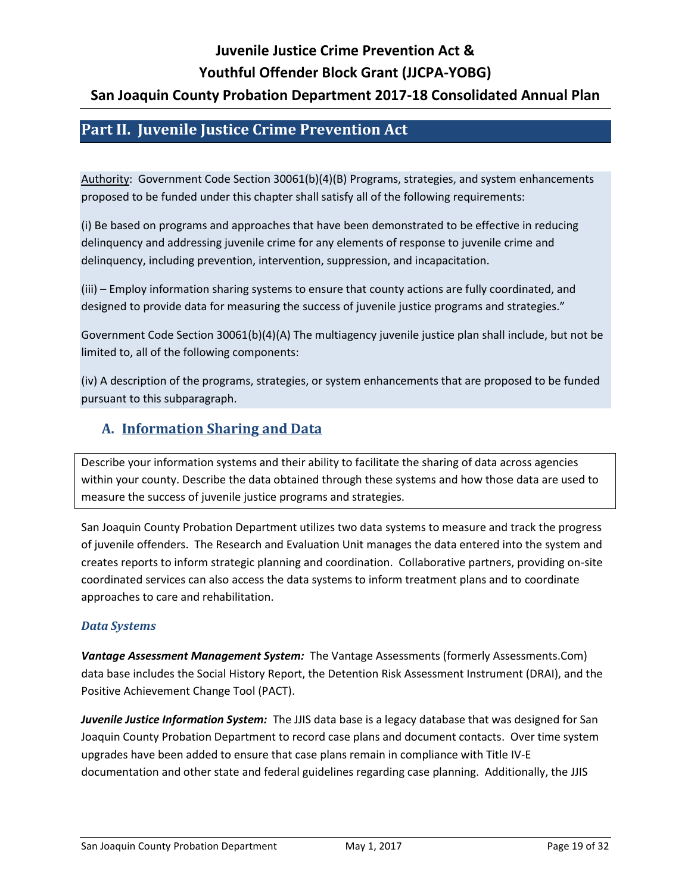## Part II. Juvenile Justice Crime Prevention Act

Authority: Government Code Section 30061(b)(4)(B) Programs, strategies, and system enhancements proposed to be funded under this chapter shall satisfy all of the following requirements:

(i) Be based on programs and approaches that have been demonstrated to be effective in reducing delinquency and addressing juvenile crime for any elements of response to juvenile crime and delinquency, including prevention, intervention, suppression, and incapacitation.

(iii) – Employ information sharing systems to ensure that county actions are fully coordinated, and designed to provide data for measuring the success of juvenile justice programs and strategies."

Government Code Section 30061(b)(4)(A) The multiagency juvenile justice plan shall include, but not be limited to, all of the following components:

(iv) A description of the programs, strategies, or system enhancements that are proposed to be funded pursuant to this subparagraph.

### A. Information Sharing and Data

Describe your information systems and their ability to facilitate the sharing of data across agencies within your county. Describe the data obtained through these systems and how those data are used to measure the success of juvenile justice programs and strategies.

San Joaquin County Probation Department utilizes two data systems to measure and track the progress of juvenile offenders. The Research and Evaluation Unit manages the data entered into the system and creates reports to inform strategic planning and coordination. Collaborative partners, providing on-site coordinated services can also access the data systems to inform treatment plans and to coordinate approaches to care and rehabilitation.

#### *Data Systems*

***Vantage Assessment Management System:*** The Vantage Assessments (formerly Assessments.Com) data base includes the Social History Report, the Detention Risk Assessment Instrument (DRAI), and the Positive Achievement Change Tool (PACT).

***Juvenile Justice Information System:*** The JJIS data base is a legacy database that was designed for San Joaquin County Probation Department to record case plans and document contacts. Over time system upgrades have been added to ensure that case plans remain in compliance with Title IV-E documentation and other state and federal guidelines regarding case planning. Additionally, the JJIS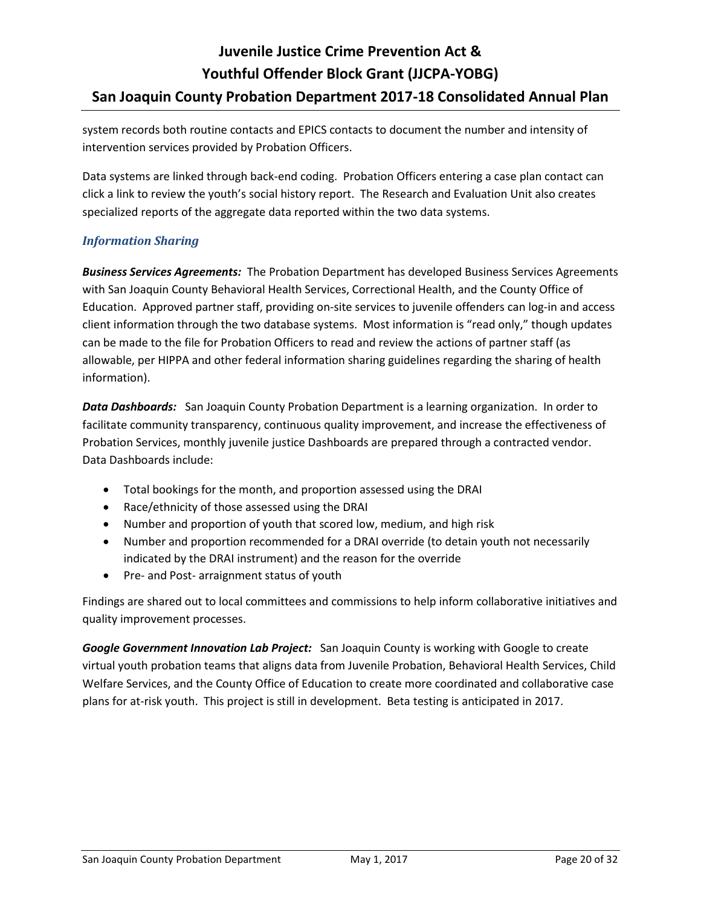system records both routine contacts and EPICS contacts to document the number and intensity of intervention services provided by Probation Officers.

Data systems are linked through back-end coding. Probation Officers entering a case plan contact can click a link to review the youth's social history report. The Research and Evaluation Unit also creates specialized reports of the aggregate data reported within the two data systems.

### *Information Sharing*

***Business Services Agreements:*** The Probation Department has developed Business Services Agreements with San Joaquin County Behavioral Health Services, Correctional Health, and the County Office of Education. Approved partner staff, providing on-site services to juvenile offenders can log-in and access client information through the two database systems. Most information is "read only," though updates can be made to the file for Probation Officers to read and review the actions of partner staff (as allowable, per HIPPA and other federal information sharing guidelines regarding the sharing of health information).

***Data Dashboards:*** San Joaquin County Probation Department is a learning organization. In order to facilitate community transparency, continuous quality improvement, and increase the effectiveness of Probation Services, monthly juvenile justice Dashboards are prepared through a contracted vendor. Data Dashboards include:

- Total bookings for the month, and proportion assessed using the DRAI
- Race/ethnicity of those assessed using the DRAI
- Number and proportion of youth that scored low, medium, and high risk
- Number and proportion recommended for a DRAI override (to detain youth not necessarily indicated by the DRAI instrument) and the reason for the override
- Pre- and Post- arraignment status of youth

Findings are shared out to local committees and commissions to help inform collaborative initiatives and quality improvement processes.

***Google Government Innovation Lab Project:*** San Joaquin County is working with Google to create virtual youth probation teams that aligns data from Juvenile Probation, Behavioral Health Services, Child Welfare Services, and the County Office of Education to create more coordinated and collaborative case plans for at-risk youth. This project is still in development. Beta testing is anticipated in 2017.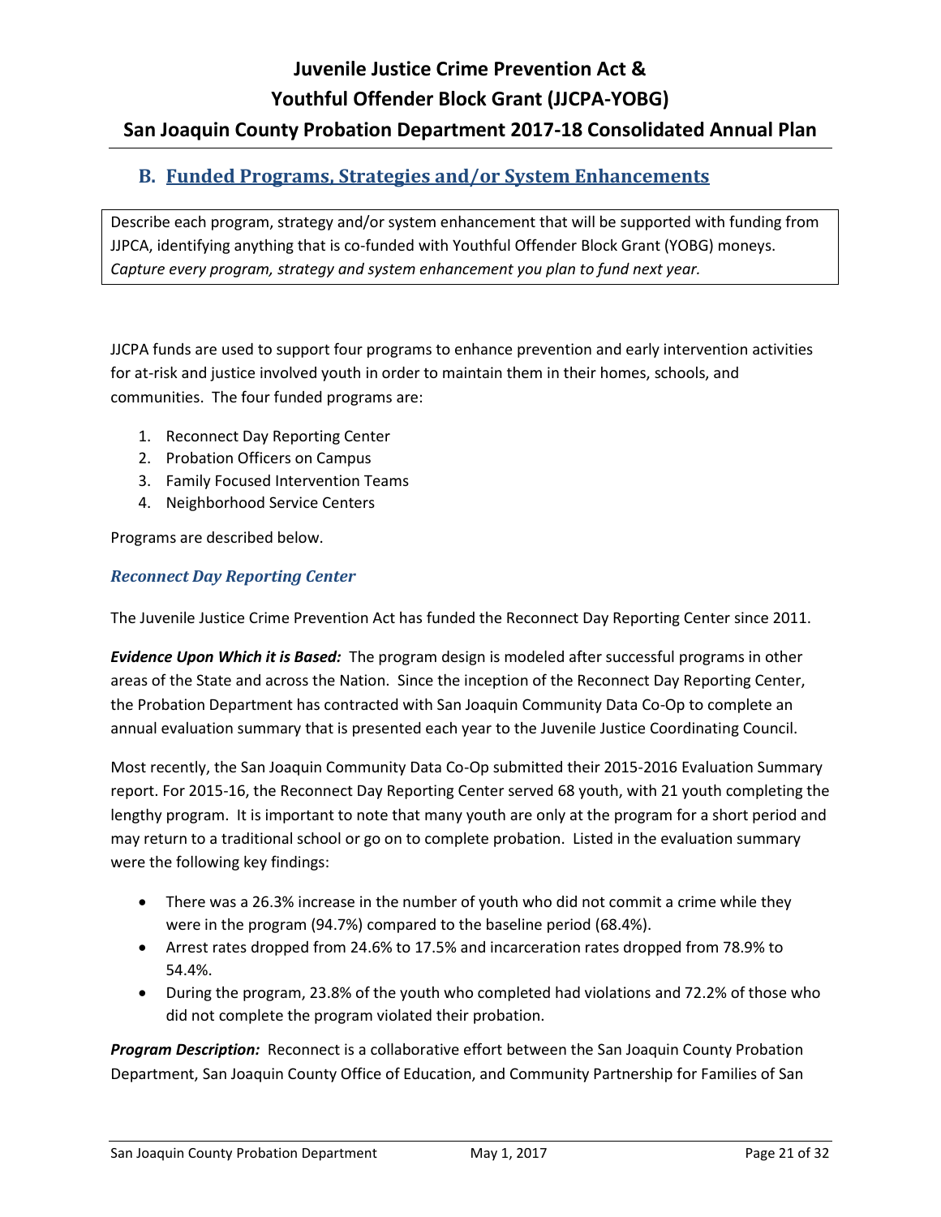## B. Funded Programs, Strategies and/or System Enhancements

Describe each program, strategy and/or system enhancement that will be supported with funding from JJPCA, identifying anything that is co-funded with Youthful Offender Block Grant (YOBG) moneys. *Capture every program, strategy and system enhancement you plan to fund next year.*

JJCPA funds are used to support four programs to enhance prevention and early intervention activities for at-risk and justice involved youth in order to maintain them in their homes, schools, and communities. The four funded programs are:

1. Reconnect Day Reporting Center
2. Probation Officers on Campus
3. Family Focused Intervention Teams
4. Neighborhood Service Centers

Programs are described below.

### *Reconnect Day Reporting Center*

The Juvenile Justice Crime Prevention Act has funded the Reconnect Day Reporting Center since 2011.

***Evidence Upon Which it is Based:*** The program design is modeled after successful programs in other areas of the State and across the Nation. Since the inception of the Reconnect Day Reporting Center, the Probation Department has contracted with San Joaquin Community Data Co-Op to complete an annual evaluation summary that is presented each year to the Juvenile Justice Coordinating Council.

Most recently, the San Joaquin Community Data Co-Op submitted their 2015-2016 Evaluation Summary report. For 2015-16, the Reconnect Day Reporting Center served 68 youth, with 21 youth completing the lengthy program. It is important to note that many youth are only at the program for a short period and may return to a traditional school or go on to complete probation. Listed in the evaluation summary were the following key findings:

- There was a 26.3% increase in the number of youth who did not commit a crime while they were in the program (94.7%) compared to the baseline period (68.4%).
- Arrest rates dropped from 24.6% to 17.5% and incarceration rates dropped from 78.9% to 54.4%.
- During the program, 23.8% of the youth who completed had violations and 72.2% of those who did not complete the program violated their probation.

***Program Description:*** Reconnect is a collaborative effort between the San Joaquin County Probation Department, San Joaquin County Office of Education, and Community Partnership for Families of San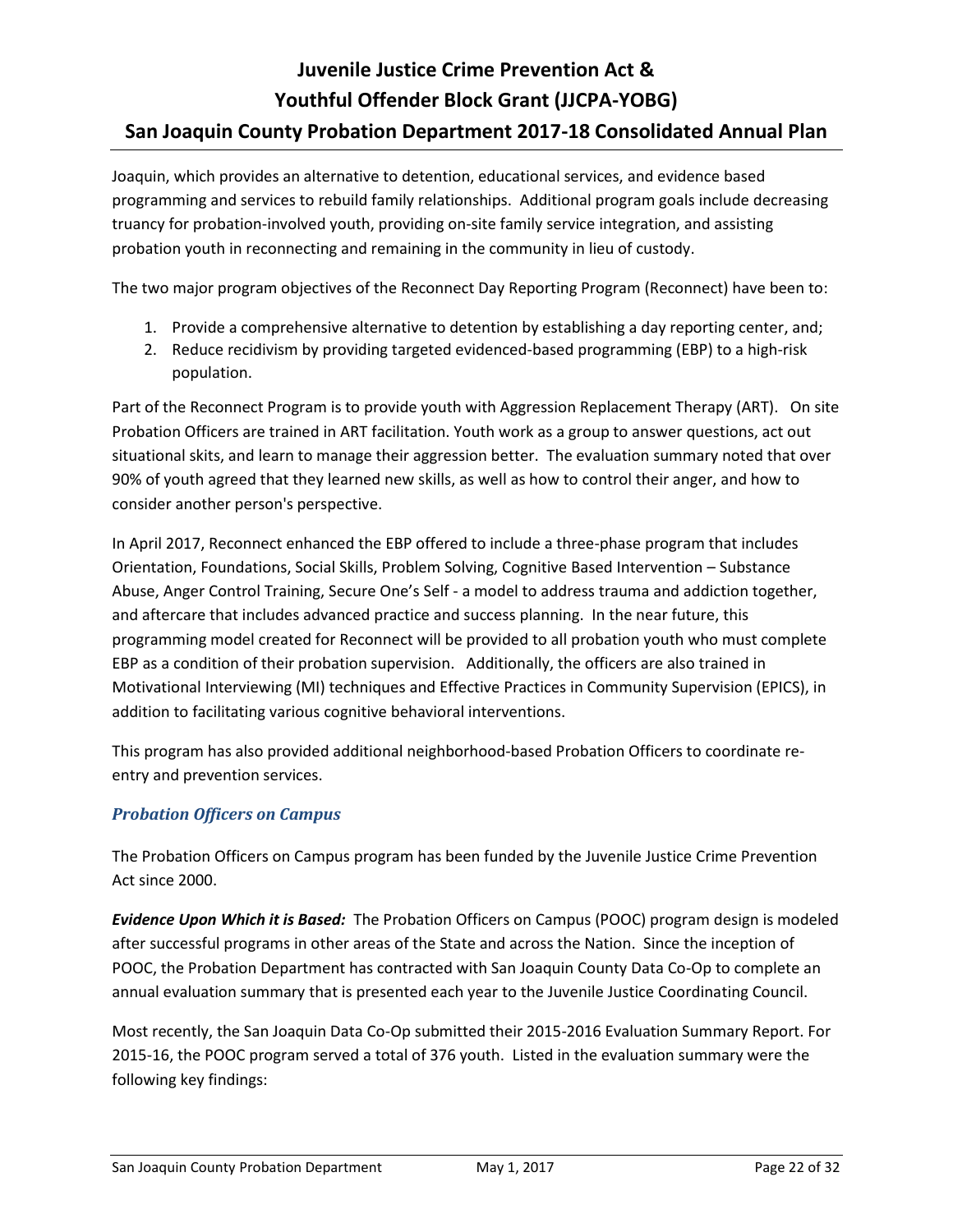Joaquin, which provides an alternative to detention, educational services, and evidence based programming and services to rebuild family relationships. Additional program goals include decreasing truancy for probation-involved youth, providing on-site family service integration, and assisting probation youth in reconnecting and remaining in the community in lieu of custody.

The two major program objectives of the Reconnect Day Reporting Program (Reconnect) have been to:

1. Provide a comprehensive alternative to detention by establishing a day reporting center, and;
2. Reduce recidivism by providing targeted evidenced-based programming (EBP) to a high-risk population.

Part of the Reconnect Program is to provide youth with Aggression Replacement Therapy (ART). On site Probation Officers are trained in ART facilitation. Youth work as a group to answer questions, act out situational skits, and learn to manage their aggression better. The evaluation summary noted that over 90% of youth agreed that they learned new skills, as well as how to control their anger, and how to consider another person's perspective.

In April 2017, Reconnect enhanced the EBP offered to include a three-phase program that includes Orientation, Foundations, Social Skills, Problem Solving, Cognitive Based Intervention – Substance Abuse, Anger Control Training, Secure One's Self - a model to address trauma and addiction together, and aftercare that includes advanced practice and success planning. In the near future, this programming model created for Reconnect will be provided to all probation youth who must complete EBP as a condition of their probation supervision. Additionally, the officers are also trained in Motivational Interviewing (MI) techniques and Effective Practices in Community Supervision (EPICS), in addition to facilitating various cognitive behavioral interventions.

This program has also provided additional neighborhood-based Probation Officers to coordinate re-entry and prevention services.

### *Probation Officers on Campus*

The Probation Officers on Campus program has been funded by the Juvenile Justice Crime Prevention Act since 2000.

***Evidence Upon Which it is Based:*** The Probation Officers on Campus (POOC) program design is modeled after successful programs in other areas of the State and across the Nation. Since the inception of POOC, the Probation Department has contracted with San Joaquin County Data Co-Op to complete an annual evaluation summary that is presented each year to the Juvenile Justice Coordinating Council.

Most recently, the San Joaquin Data Co-Op submitted their 2015-2016 Evaluation Summary Report. For 2015-16, the POOC program served a total of 376 youth. Listed in the evaluation summary were the following key findings: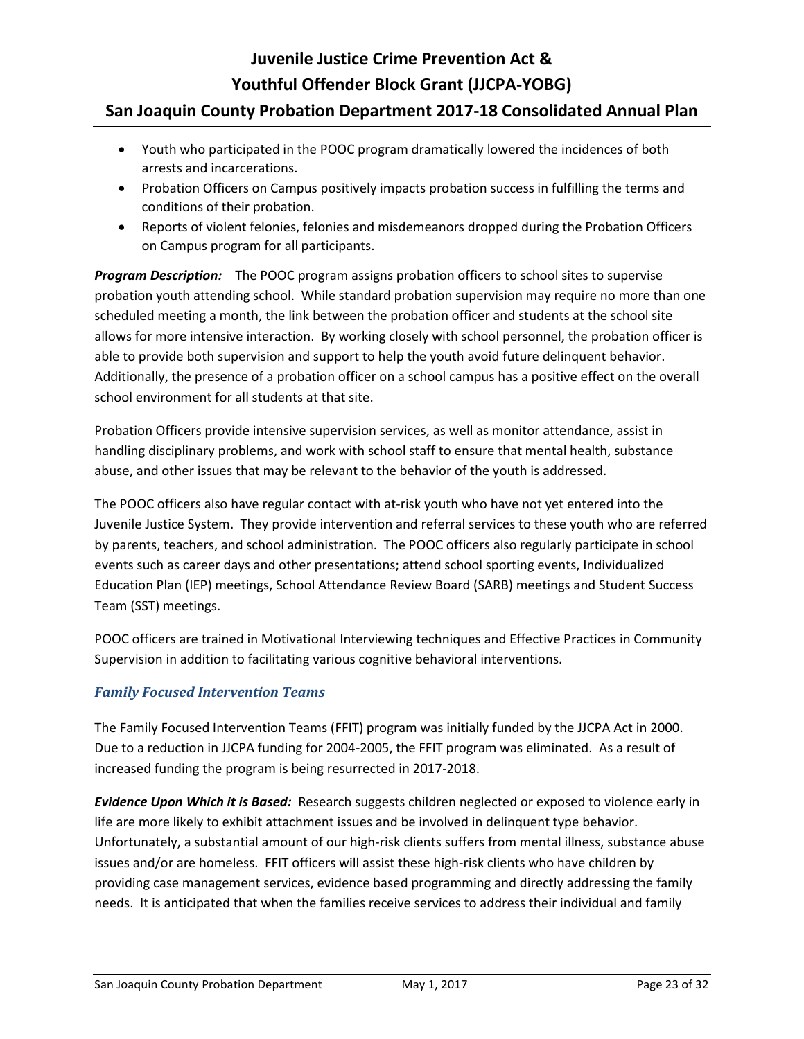- Youth who participated in the POOC program dramatically lowered the incidences of both arrests and incarcerations.
- Probation Officers on Campus positively impacts probation success in fulfilling the terms and conditions of their probation.
- Reports of violent felonies, felonies and misdemeanors dropped during the Probation Officers on Campus program for all participants.

***Program Description:*** The POOC program assigns probation officers to school sites to supervise probation youth attending school. While standard probation supervision may require no more than one scheduled meeting a month, the link between the probation officer and students at the school site allows for more intensive interaction. By working closely with school personnel, the probation officer is able to provide both supervision and support to help the youth avoid future delinquent behavior. Additionally, the presence of a probation officer on a school campus has a positive effect on the overall school environment for all students at that site.

Probation Officers provide intensive supervision services, as well as monitor attendance, assist in handling disciplinary problems, and work with school staff to ensure that mental health, substance abuse, and other issues that may be relevant to the behavior of the youth is addressed.

The POOC officers also have regular contact with at-risk youth who have not yet entered into the Juvenile Justice System. They provide intervention and referral services to these youth who are referred by parents, teachers, and school administration. The POOC officers also regularly participate in school events such as career days and other presentations; attend school sporting events, Individualized Education Plan (IEP) meetings, School Attendance Review Board (SARB) meetings and Student Success Team (SST) meetings.

POOC officers are trained in Motivational Interviewing techniques and Effective Practices in Community Supervision in addition to facilitating various cognitive behavioral interventions.

### *Family Focused Intervention Teams*

The Family Focused Intervention Teams (FFIT) program was initially funded by the JJCPA Act in 2000. Due to a reduction in JJCPA funding for 2004-2005, the FFIT program was eliminated. As a result of increased funding the program is being resurrected in 2017-2018.

***Evidence Upon Which it is Based:*** Research suggests children neglected or exposed to violence early in life are more likely to exhibit attachment issues and be involved in delinquent type behavior. Unfortunately, a substantial amount of our high-risk clients suffers from mental illness, substance abuse issues and/or are homeless. FFIT officers will assist these high-risk clients who have children by providing case management services, evidence based programming and directly addressing the family needs. It is anticipated that when the families receive services to address their individual and family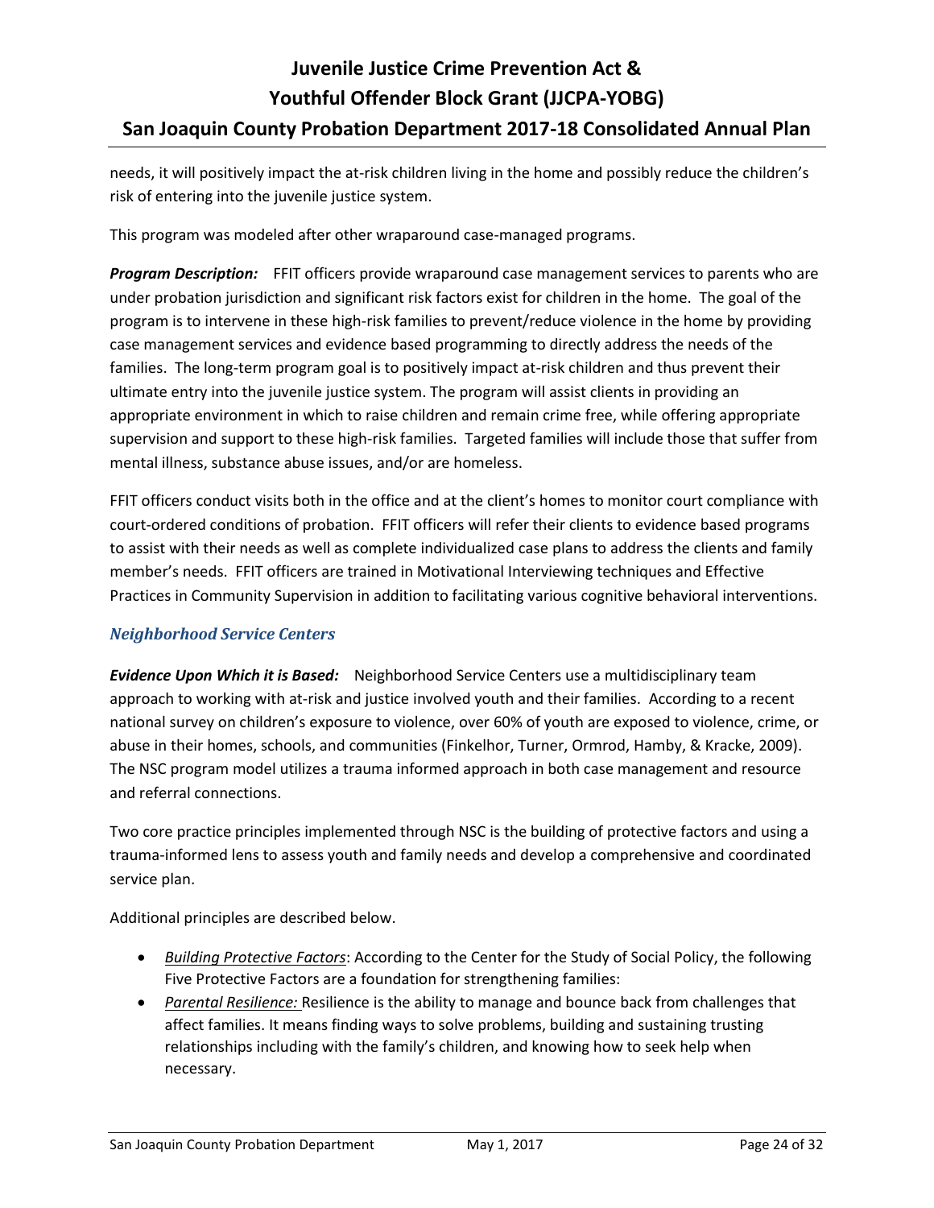needs, it will positively impact the at-risk children living in the home and possibly reduce the children's risk of entering into the juvenile justice system.

This program was modeled after other wraparound case-managed programs.

***Program Description:*** FFIT officers provide wraparound case management services to parents who are under probation jurisdiction and significant risk factors exist for children in the home. The goal of the program is to intervene in these high-risk families to prevent/reduce violence in the home by providing case management services and evidence based programming to directly address the needs of the families. The long-term program goal is to positively impact at-risk children and thus prevent their ultimate entry into the juvenile justice system. The program will assist clients in providing an appropriate environment in which to raise children and remain crime free, while offering appropriate supervision and support to these high-risk families. Targeted families will include those that suffer from mental illness, substance abuse issues, and/or are homeless.

FFIT officers conduct visits both in the office and at the client's homes to monitor court compliance with court-ordered conditions of probation. FFIT officers will refer their clients to evidence based programs to assist with their needs as well as complete individualized case plans to address the clients and family member's needs. FFIT officers are trained in Motivational Interviewing techniques and Effective Practices in Community Supervision in addition to facilitating various cognitive behavioral interventions.

### *Neighborhood Service Centers*

***Evidence Upon Which it is Based:*** Neighborhood Service Centers use a multidisciplinary team approach to working with at-risk and justice involved youth and their families. According to a recent national survey on children's exposure to violence, over 60% of youth are exposed to violence, crime, or abuse in their homes, schools, and communities (Finkelhor, Turner, Ormrod, Hamby, & Kracke, 2009). The NSC program model utilizes a trauma informed approach in both case management and resource and referral connections.

Two core practice principles implemented through NSC is the building of protective factors and using a trauma-informed lens to assess youth and family needs and develop a comprehensive and coordinated service plan.

Additional principles are described below.

- *Building Protective Factors*: According to the Center for the Study of Social Policy, the following Five Protective Factors are a foundation for strengthening families:
- *Parental Resilience:* Resilience is the ability to manage and bounce back from challenges that affect families. It means finding ways to solve problems, building and sustaining trusting relationships including with the family's children, and knowing how to seek help when necessary.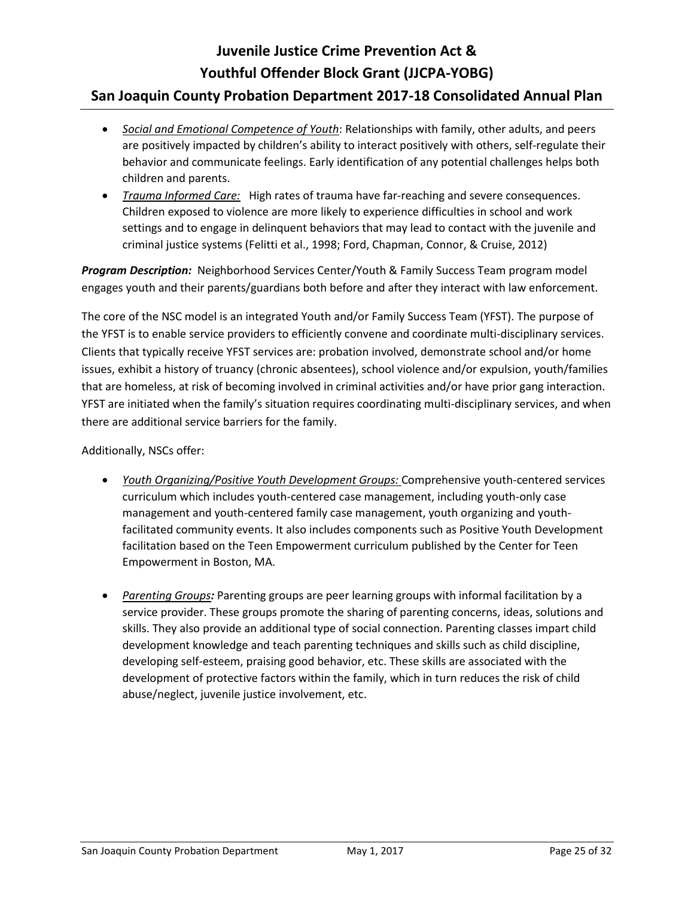- *Social and Emotional Competence of Youth*: Relationships with family, other adults, and peers are positively impacted by children's ability to interact positively with others, self-regulate their behavior and communicate feelings. Early identification of any potential challenges helps both children and parents.
- *Trauma Informed Care:* High rates of trauma have far-reaching and severe consequences. Children exposed to violence are more likely to experience difficulties in school and work settings and to engage in delinquent behaviors that may lead to contact with the juvenile and criminal justice systems (Felitti et al., 1998; Ford, Chapman, Connor, & Cruise, 2012)

***Program Description:*** Neighborhood Services Center/Youth & Family Success Team program model engages youth and their parents/guardians both before and after they interact with law enforcement.

The core of the NSC model is an integrated Youth and/or Family Success Team (YFST). The purpose of the YFST is to enable service providers to efficiently convene and coordinate multi-disciplinary services. Clients that typically receive YFST services are: probation involved, demonstrate school and/or home issues, exhibit a history of truancy (chronic absentees), school violence and/or expulsion, youth/families that are homeless, at risk of becoming involved in criminal activities and/or have prior gang interaction. YFST are initiated when the family's situation requires coordinating multi-disciplinary services, and when there are additional service barriers for the family.

Additionally, NSCs offer:

- *Youth Organizing/Positive Youth Development Groups:* Comprehensive youth-centered services curriculum which includes youth-centered case management, including youth-only case management and youth-centered family case management, youth organizing and youth-facilitated community events. It also includes components such as Positive Youth Development facilitation based on the Teen Empowerment curriculum published by the Center for Teen Empowerment in Boston, MA.

- *Parenting Groups**:*** Parenting groups are peer learning groups with informal facilitation by a service provider. These groups promote the sharing of parenting concerns, ideas, solutions and skills. They also provide an additional type of social connection. Parenting classes impart child development knowledge and teach parenting techniques and skills such as child discipline, developing self-esteem, praising good behavior, etc. These skills are associated with the development of protective factors within the family, which in turn reduces the risk of child abuse/neglect, juvenile justice involvement, etc.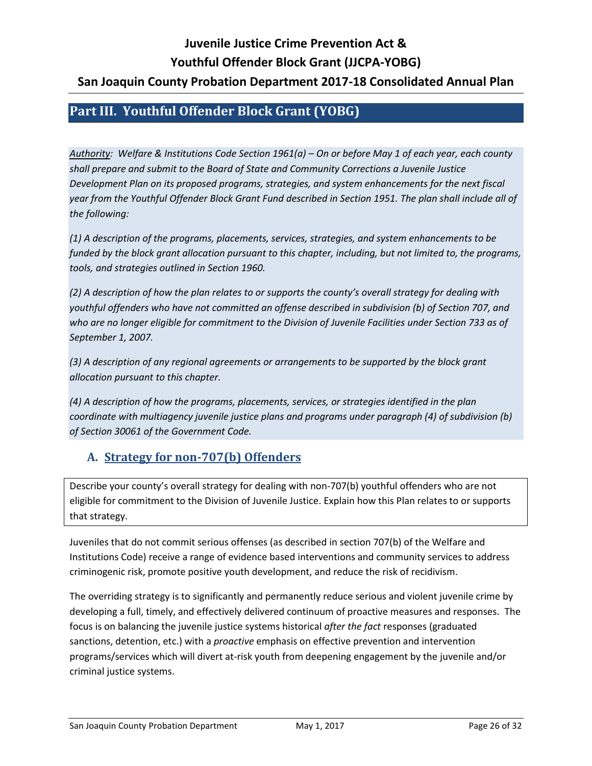## Part III. Youthful Offender Block Grant (YOBG)

*Authority: Welfare & Institutions Code Section 1961(a) – On or before May 1 of each year, each county shall prepare and submit to the Board of State and Community Corrections a Juvenile Justice Development Plan on its proposed programs, strategies, and system enhancements for the next fiscal year from the Youthful Offender Block Grant Fund described in Section 1951. The plan shall include all of the following:*

*(1) A description of the programs, placements, services, strategies, and system enhancements to be funded by the block grant allocation pursuant to this chapter, including, but not limited to, the programs, tools, and strategies outlined in Section 1960.*

*(2) A description of how the plan relates to or supports the county's overall strategy for dealing with youthful offenders who have not committed an offense described in subdivision (b) of Section 707, and who are no longer eligible for commitment to the Division of Juvenile Facilities under Section 733 as of September 1, 2007.*

*(3) A description of any regional agreements or arrangements to be supported by the block grant allocation pursuant to this chapter.*

*(4) A description of how the programs, placements, services, or strategies identified in the plan coordinate with multiagency juvenile justice plans and programs under paragraph (4) of subdivision (b) of Section 30061 of the Government Code.*

### A. Strategy for non-707(b) Offenders

Describe your county's overall strategy for dealing with non-707(b) youthful offenders who are not eligible for commitment to the Division of Juvenile Justice. Explain how this Plan relates to or supports that strategy.

Juveniles that do not commit serious offenses (as described in section 707(b) of the Welfare and Institutions Code) receive a range of evidence based interventions and community services to address criminogenic risk, promote positive youth development, and reduce the risk of recidivism.

The overriding strategy is to significantly and permanently reduce serious and violent juvenile crime by developing a full, timely, and effectively delivered continuum of proactive measures and responses. The focus is on balancing the juvenile justice systems historical *after the fact* responses (graduated sanctions, detention, etc.) with a *proactive* emphasis on effective prevention and intervention programs/services which will divert at-risk youth from deepening engagement by the juvenile and/or criminal justice systems.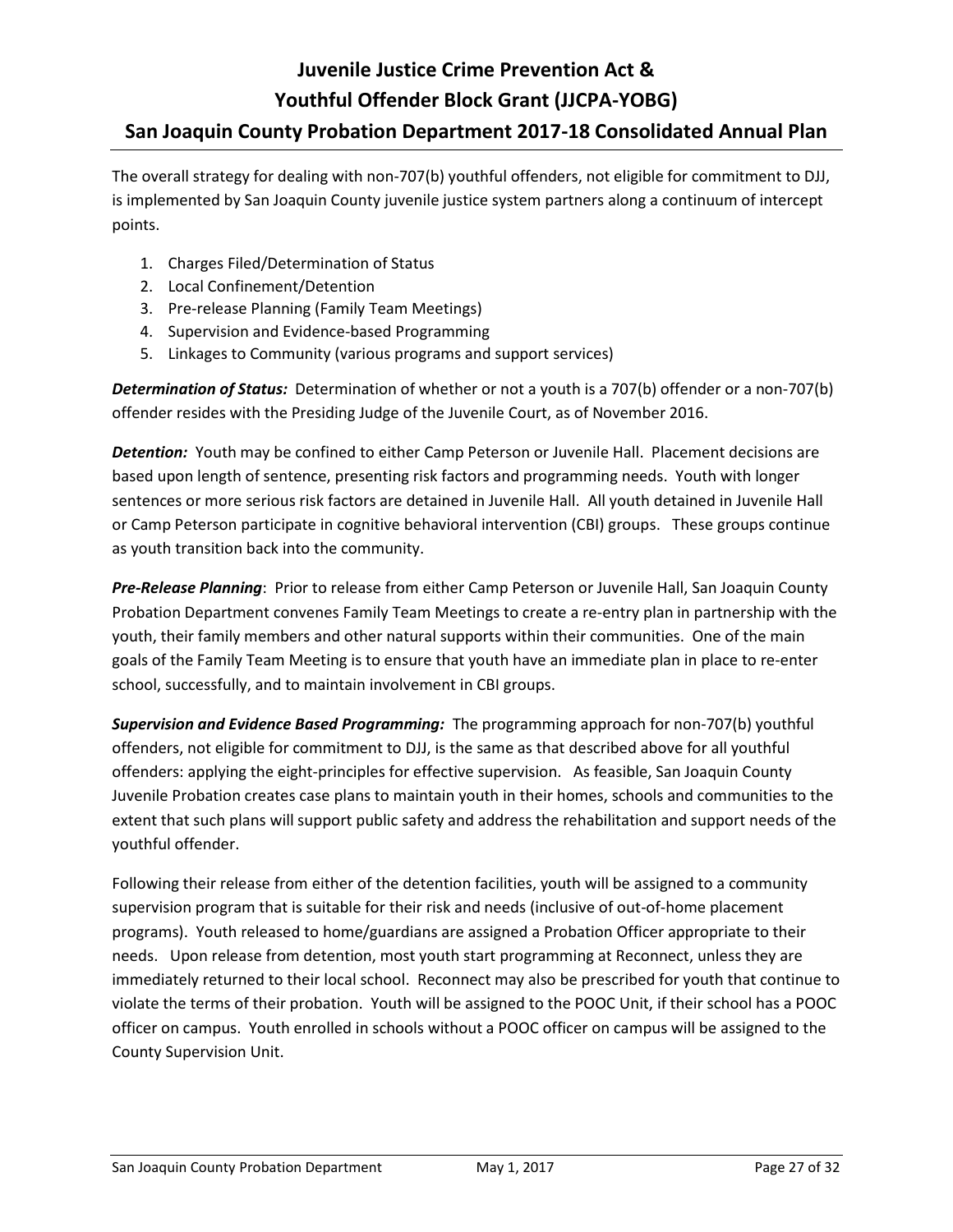The overall strategy for dealing with non-707(b) youthful offenders, not eligible for commitment to DJJ, is implemented by San Joaquin County juvenile justice system partners along a continuum of intercept points.

1. Charges Filed/Determination of Status
2. Local Confinement/Detention
3. Pre-release Planning (Family Team Meetings)
4. Supervision and Evidence-based Programming
5. Linkages to Community (various programs and support services)

***Determination of Status:*** Determination of whether or not a youth is a 707(b) offender or a non-707(b) offender resides with the Presiding Judge of the Juvenile Court, as of November 2016.

***Detention:*** Youth may be confined to either Camp Peterson or Juvenile Hall. Placement decisions are based upon length of sentence, presenting risk factors and programming needs. Youth with longer sentences or more serious risk factors are detained in Juvenile Hall. All youth detained in Juvenile Hall or Camp Peterson participate in cognitive behavioral intervention (CBI) groups. These groups continue as youth transition back into the community.

***Pre-Release Planning***: Prior to release from either Camp Peterson or Juvenile Hall, San Joaquin County Probation Department convenes Family Team Meetings to create a re-entry plan in partnership with the youth, their family members and other natural supports within their communities. One of the main goals of the Family Team Meeting is to ensure that youth have an immediate plan in place to re-enter school, successfully, and to maintain involvement in CBI groups.

***Supervision and Evidence Based Programming:*** The programming approach for non-707(b) youthful offenders, not eligible for commitment to DJJ, is the same as that described above for all youthful offenders: applying the eight-principles for effective supervision. As feasible, San Joaquin County Juvenile Probation creates case plans to maintain youth in their homes, schools and communities to the extent that such plans will support public safety and address the rehabilitation and support needs of the youthful offender.

Following their release from either of the detention facilities, youth will be assigned to a community supervision program that is suitable for their risk and needs (inclusive of out-of-home placement programs). Youth released to home/guardians are assigned a Probation Officer appropriate to their needs. Upon release from detention, most youth start programming at Reconnect, unless they are immediately returned to their local school. Reconnect may also be prescribed for youth that continue to violate the terms of their probation. Youth will be assigned to the POOC Unit, if their school has a POOC officer on campus. Youth enrolled in schools without a POOC officer on campus will be assigned to the County Supervision Unit.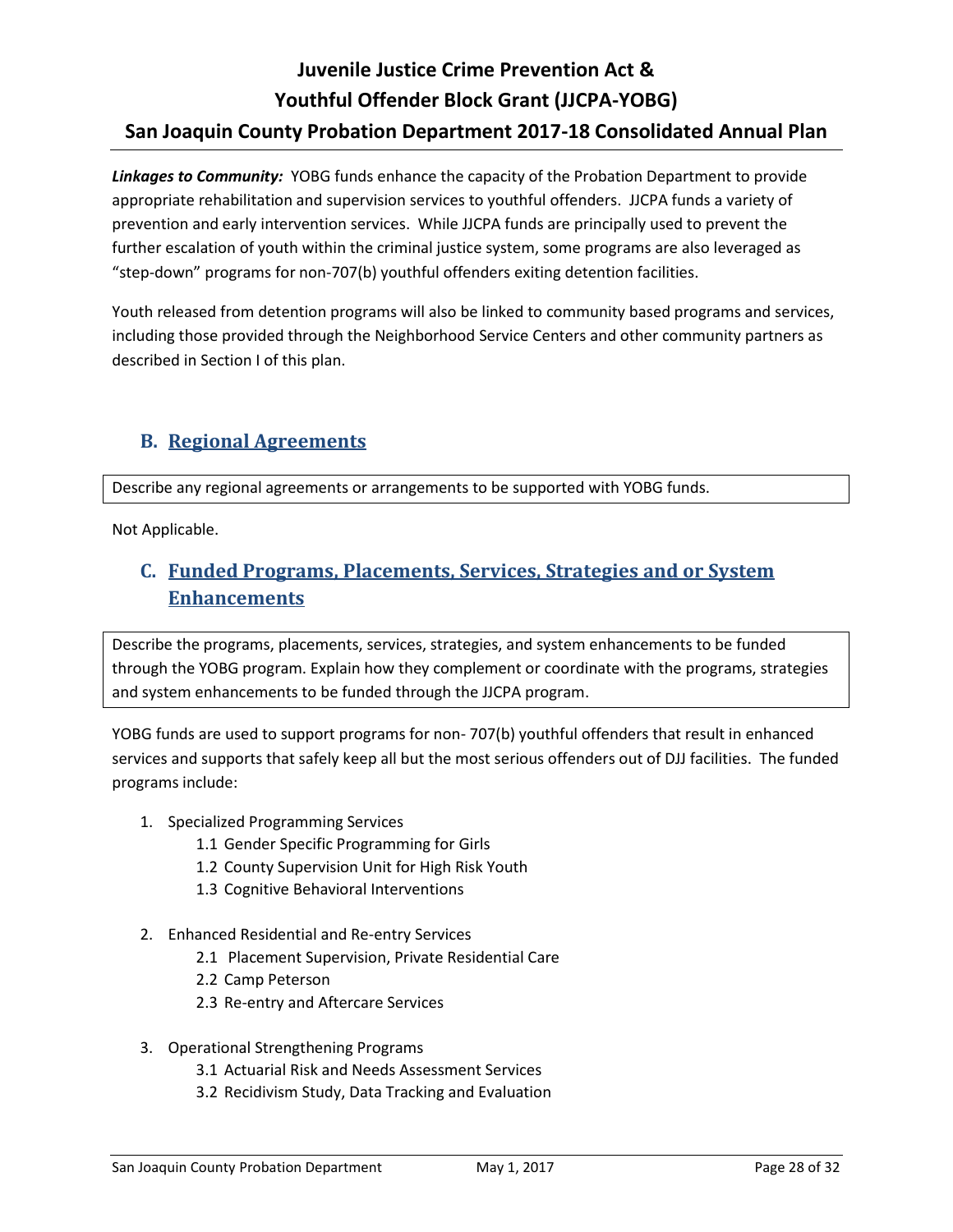***Linkages to Community:*** YOBG funds enhance the capacity of the Probation Department to provide appropriate rehabilitation and supervision services to youthful offenders. JJCPA funds a variety of prevention and early intervention services. While JJCPA funds are principally used to prevent the further escalation of youth within the criminal justice system, some programs are also leveraged as "step-down" programs for non-707(b) youthful offenders exiting detention facilities.

Youth released from detention programs will also be linked to community based programs and services, including those provided through the Neighborhood Service Centers and other community partners as described in Section I of this plan.

## B. Regional Agreements

Describe any regional agreements or arrangements to be supported with YOBG funds.

Not Applicable.

## C. Funded Programs, Placements, Services, Strategies and or System Enhancements

Describe the programs, placements, services, strategies, and system enhancements to be funded through the YOBG program. Explain how they complement or coordinate with the programs, strategies and system enhancements to be funded through the JJCPA program.

YOBG funds are used to support programs for non- 707(b) youthful offenders that result in enhanced services and supports that safely keep all but the most serious offenders out of DJJ facilities. The funded programs include:

1. Specialized Programming Services
   - 1.1 Gender Specific Programming for Girls
   - 1.2 County Supervision Unit for High Risk Youth
   - 1.3 Cognitive Behavioral Interventions

2. Enhanced Residential and Re-entry Services
   - 2.1 Placement Supervision, Private Residential Care
   - 2.2 Camp Peterson
   - 2.3 Re-entry and Aftercare Services

3. Operational Strengthening Programs
   - 3.1 Actuarial Risk and Needs Assessment Services
   - 3.2 Recidivism Study, Data Tracking and Evaluation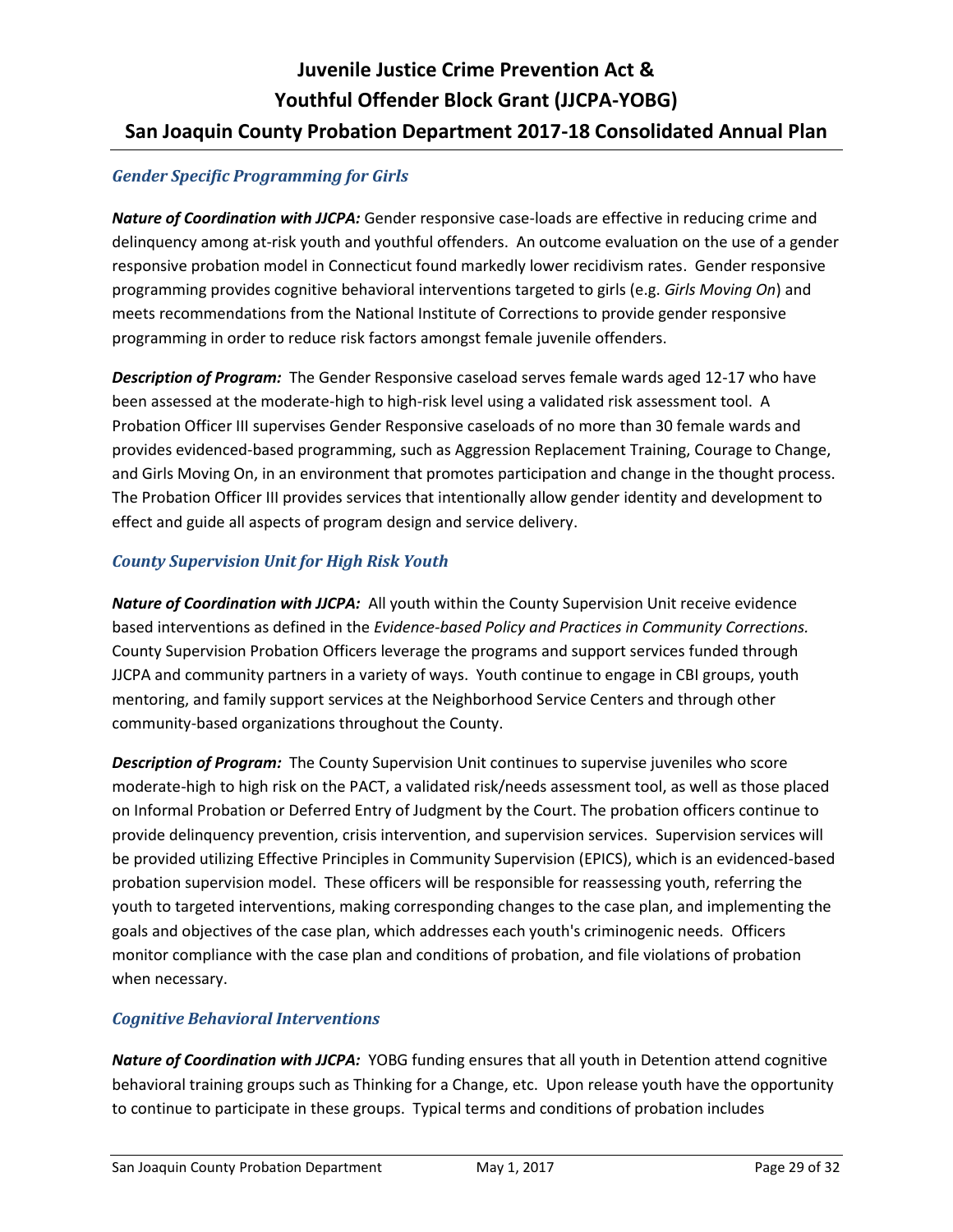### *Gender Specific Programming for Girls*

***Nature of Coordination with JJCPA:*** Gender responsive case-loads are effective in reducing crime and delinquency among at-risk youth and youthful offenders. An outcome evaluation on the use of a gender responsive probation model in Connecticut found markedly lower recidivism rates. Gender responsive programming provides cognitive behavioral interventions targeted to girls (e.g. *Girls Moving On*) and meets recommendations from the National Institute of Corrections to provide gender responsive programming in order to reduce risk factors amongst female juvenile offenders.

***Description of Program:*** The Gender Responsive caseload serves female wards aged 12-17 who have been assessed at the moderate-high to high-risk level using a validated risk assessment tool. A Probation Officer III supervises Gender Responsive caseloads of no more than 30 female wards and provides evidenced-based programming, such as Aggression Replacement Training, Courage to Change, and Girls Moving On, in an environment that promotes participation and change in the thought process. The Probation Officer III provides services that intentionally allow gender identity and development to effect and guide all aspects of program design and service delivery.

### *County Supervision Unit for High Risk Youth*

***Nature of Coordination with JJCPA:*** All youth within the County Supervision Unit receive evidence based interventions as defined in the *Evidence-based Policy and Practices in Community Corrections.* County Supervision Probation Officers leverage the programs and support services funded through JJCPA and community partners in a variety of ways. Youth continue to engage in CBI groups, youth mentoring, and family support services at the Neighborhood Service Centers and through other community-based organizations throughout the County.

***Description of Program:*** The County Supervision Unit continues to supervise juveniles who score moderate-high to high risk on the PACT, a validated risk/needs assessment tool, as well as those placed on Informal Probation or Deferred Entry of Judgment by the Court. The probation officers continue to provide delinquency prevention, crisis intervention, and supervision services. Supervision services will be provided utilizing Effective Principles in Community Supervision (EPICS), which is an evidenced-based probation supervision model. These officers will be responsible for reassessing youth, referring the youth to targeted interventions, making corresponding changes to the case plan, and implementing the goals and objectives of the case plan, which addresses each youth's criminogenic needs. Officers monitor compliance with the case plan and conditions of probation, and file violations of probation when necessary.

### *Cognitive Behavioral Interventions*

***Nature of Coordination with JJCPA:*** YOBG funding ensures that all youth in Detention attend cognitive behavioral training groups such as Thinking for a Change, etc. Upon release youth have the opportunity to continue to participate in these groups. Typical terms and conditions of probation includes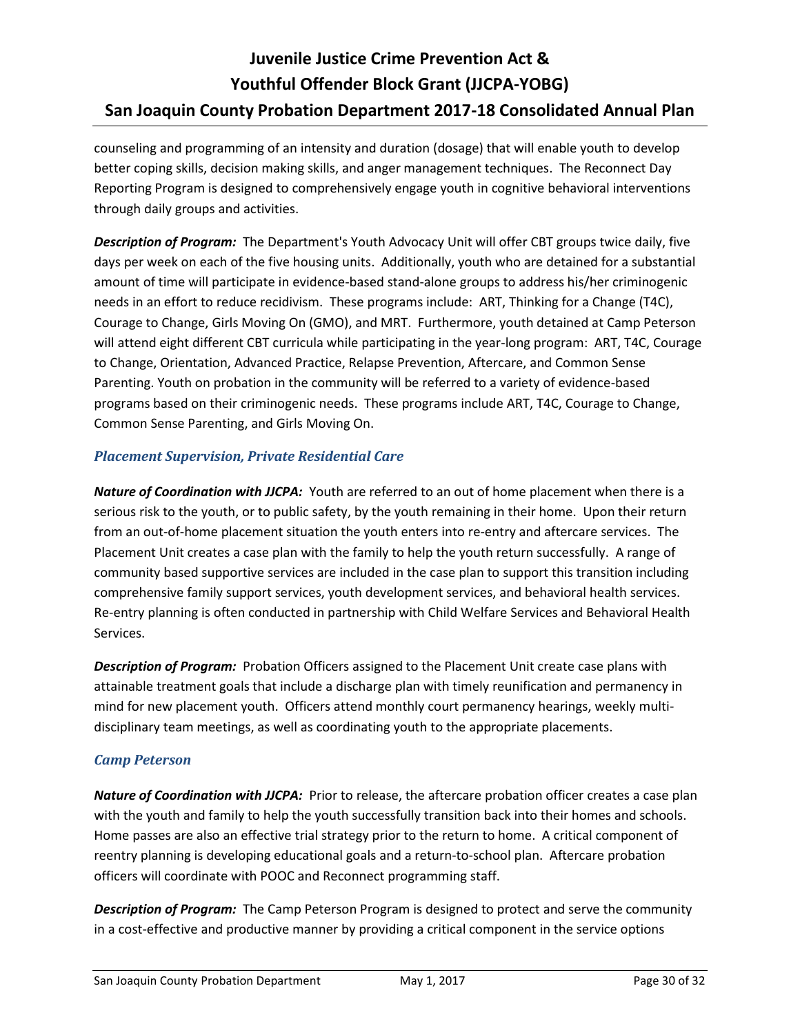counseling and programming of an intensity and duration (dosage) that will enable youth to develop better coping skills, decision making skills, and anger management techniques. The Reconnect Day Reporting Program is designed to comprehensively engage youth in cognitive behavioral interventions through daily groups and activities.

***Description of Program:*** The Department's Youth Advocacy Unit will offer CBT groups twice daily, five days per week on each of the five housing units. Additionally, youth who are detained for a substantial amount of time will participate in evidence-based stand-alone groups to address his/her criminogenic needs in an effort to reduce recidivism. These programs include: ART, Thinking for a Change (T4C), Courage to Change, Girls Moving On (GMO), and MRT. Furthermore, youth detained at Camp Peterson will attend eight different CBT curricula while participating in the year-long program: ART, T4C, Courage to Change, Orientation, Advanced Practice, Relapse Prevention, Aftercare, and Common Sense Parenting. Youth on probation in the community will be referred to a variety of evidence-based programs based on their criminogenic needs. These programs include ART, T4C, Courage to Change, Common Sense Parenting, and Girls Moving On.

### *Placement Supervision, Private Residential Care*

***Nature of Coordination with JJCPA:*** Youth are referred to an out of home placement when there is a serious risk to the youth, or to public safety, by the youth remaining in their home. Upon their return from an out-of-home placement situation the youth enters into re-entry and aftercare services. The Placement Unit creates a case plan with the family to help the youth return successfully. A range of community based supportive services are included in the case plan to support this transition including comprehensive family support services, youth development services, and behavioral health services. Re-entry planning is often conducted in partnership with Child Welfare Services and Behavioral Health Services.

***Description of Program:*** Probation Officers assigned to the Placement Unit create case plans with attainable treatment goals that include a discharge plan with timely reunification and permanency in mind for new placement youth. Officers attend monthly court permanency hearings, weekly multi-disciplinary team meetings, as well as coordinating youth to the appropriate placements.

### *Camp Peterson*

***Nature of Coordination with JJCPA:*** Prior to release, the aftercare probation officer creates a case plan with the youth and family to help the youth successfully transition back into their homes and schools. Home passes are also an effective trial strategy prior to the return to home. A critical component of reentry planning is developing educational goals and a return-to-school plan. Aftercare probation officers will coordinate with POOC and Reconnect programming staff.

***Description of Program:*** The Camp Peterson Program is designed to protect and serve the community in a cost-effective and productive manner by providing a critical component in the service options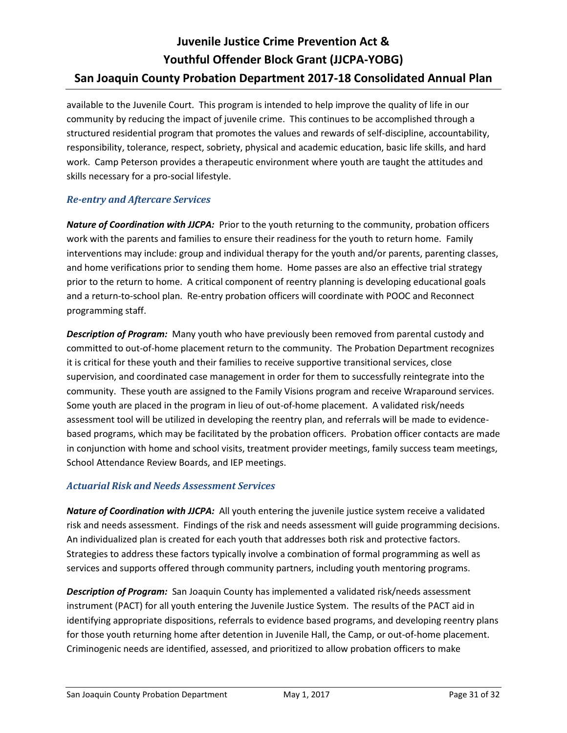available to the Juvenile Court. This program is intended to help improve the quality of life in our community by reducing the impact of juvenile crime. This continues to be accomplished through a structured residential program that promotes the values and rewards of self-discipline, accountability, responsibility, tolerance, respect, sobriety, physical and academic education, basic life skills, and hard work. Camp Peterson provides a therapeutic environment where youth are taught the attitudes and skills necessary for a pro-social lifestyle.

### *Re-entry and Aftercare Services*

***Nature of Coordination with JJCPA:*** Prior to the youth returning to the community, probation officers work with the parents and families to ensure their readiness for the youth to return home. Family interventions may include: group and individual therapy for the youth and/or parents, parenting classes, and home verifications prior to sending them home. Home passes are also an effective trial strategy prior to the return to home. A critical component of reentry planning is developing educational goals and a return-to-school plan. Re-entry probation officers will coordinate with POOC and Reconnect programming staff.

***Description of Program:*** Many youth who have previously been removed from parental custody and committed to out-of-home placement return to the community. The Probation Department recognizes it is critical for these youth and their families to receive supportive transitional services, close supervision, and coordinated case management in order for them to successfully reintegrate into the community. These youth are assigned to the Family Visions program and receive Wraparound services. Some youth are placed in the program in lieu of out-of-home placement. A validated risk/needs assessment tool will be utilized in developing the reentry plan, and referrals will be made to evidence-based programs, which may be facilitated by the probation officers. Probation officer contacts are made in conjunction with home and school visits, treatment provider meetings, family success team meetings, School Attendance Review Boards, and IEP meetings.

### *Actuarial Risk and Needs Assessment Services*

***Nature of Coordination with JJCPA:*** All youth entering the juvenile justice system receive a validated risk and needs assessment. Findings of the risk and needs assessment will guide programming decisions. An individualized plan is created for each youth that addresses both risk and protective factors. Strategies to address these factors typically involve a combination of formal programming as well as services and supports offered through community partners, including youth mentoring programs.

***Description of Program:*** San Joaquin County has implemented a validated risk/needs assessment instrument (PACT) for all youth entering the Juvenile Justice System. The results of the PACT aid in identifying appropriate dispositions, referrals to evidence based programs, and developing reentry plans for those youth returning home after detention in Juvenile Hall, the Camp, or out-of-home placement. Criminogenic needs are identified, assessed, and prioritized to allow probation officers to make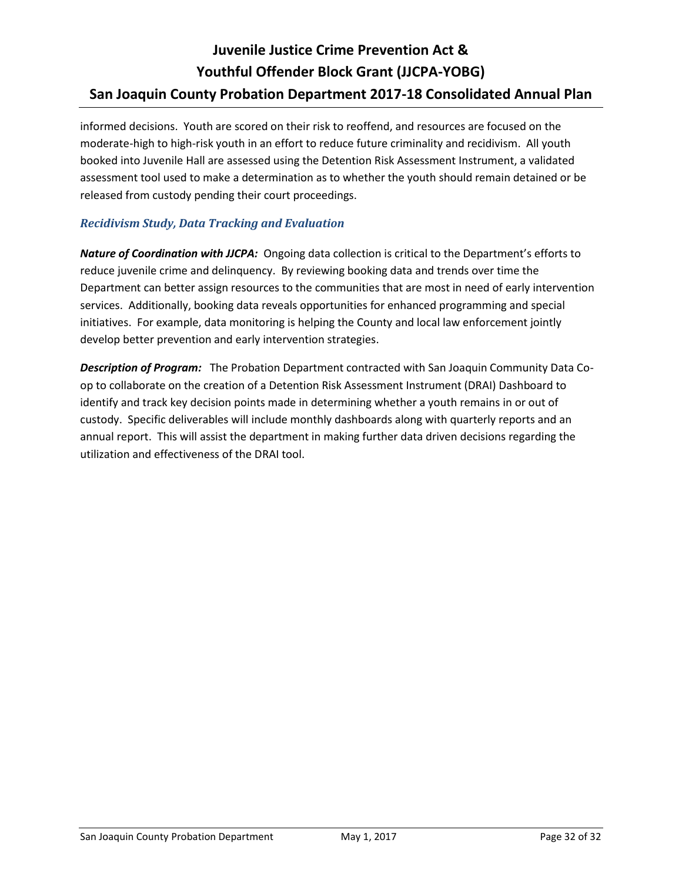informed decisions. Youth are scored on their risk to reoffend, and resources are focused on the moderate-high to high-risk youth in an effort to reduce future criminality and recidivism. All youth booked into Juvenile Hall are assessed using the Detention Risk Assessment Instrument, a validated assessment tool used to make a determination as to whether the youth should remain detained or be released from custody pending their court proceedings.

### *Recidivism Study, Data Tracking and Evaluation*

***Nature of Coordination with JJCPA:*** Ongoing data collection is critical to the Department's efforts to reduce juvenile crime and delinquency. By reviewing booking data and trends over time the Department can better assign resources to the communities that are most in need of early intervention services. Additionally, booking data reveals opportunities for enhanced programming and special initiatives. For example, data monitoring is helping the County and local law enforcement jointly develop better prevention and early intervention strategies.

***Description of Program:*** The Probation Department contracted with San Joaquin Community Data Co-op to collaborate on the creation of a Detention Risk Assessment Instrument (DRAI) Dashboard to identify and track key decision points made in determining whether a youth remains in or out of custody. Specific deliverables will include monthly dashboards along with quarterly reports and an annual report. This will assist the department in making further data driven decisions regarding the utilization and effectiveness of the DRAI tool.